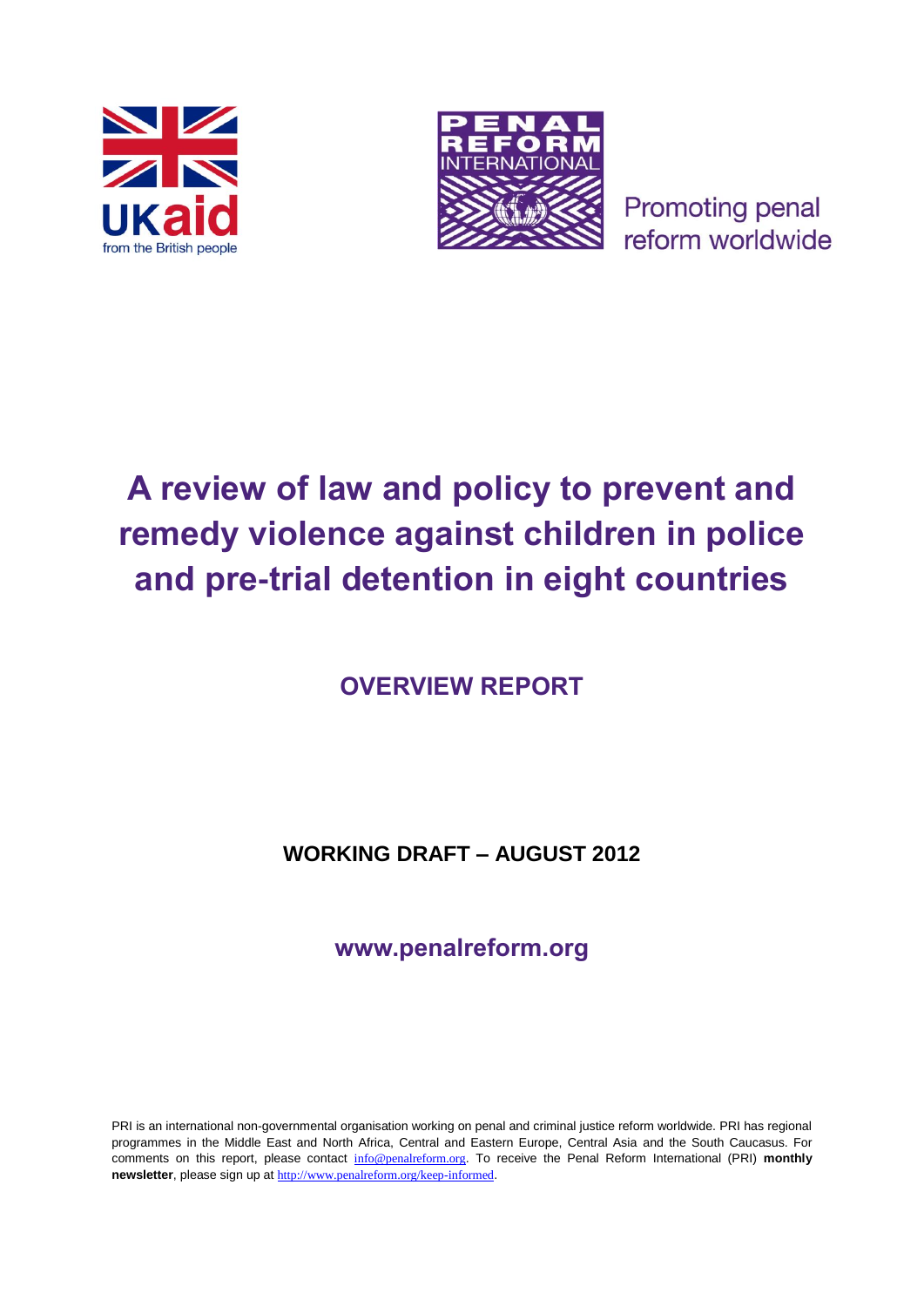UKaid
from the British people

PENAL REFORM INTERNATIONAL

Promoting penal reform worldwide

# A review of law and policy to prevent and remedy violence against children in police and pre-trial detention in eight countries

## OVERVIEW REPORT

**WORKING DRAFT – AUGUST 2012**

**www.penalreform.org**

PRI is an international non-governmental organisation working on penal and criminal justice reform worldwide. PRI has regional programmes in the Middle East and North Africa, Central and Eastern Europe, Central Asia and the South Caucasus. For comments on this report, please contact info@penalreform.org. To receive the Penal Reform International (PRI) **monthly newsletter**, please sign up at http://www.penalreform.org/keep-informed.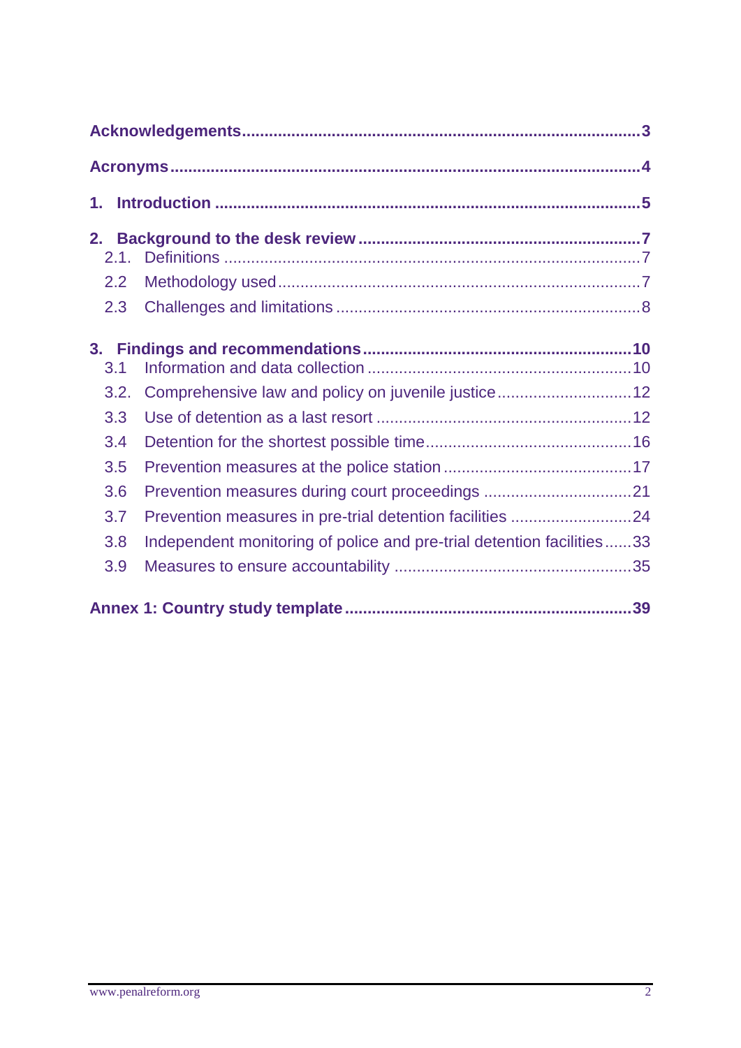Acknowledgements ........................................................................................ 3

Acronyms ........................................................................................................ 4

1. Introduction ................................................................................................ 5

2. Background to the desk review ................................................................ 7
   - 2.1. Definitions ........................................................................................ 7
   - 2.2 Methodology used ................................................................................ 7
   - 2.3 Challenges and limitations ................................................................... 8

3. Findings and recommendations ............................................................. 10
   - 3.1 Information and data collection ......................................................... 10
   - 3.2. Comprehensive law and policy on juvenile justice ............................. 12
   - 3.3 Use of detention as a last resort ........................................................ 12
   - 3.4 Detention for the shortest possible time ............................................. 16
   - 3.5 Prevention measures at the police station ......................................... 17
   - 3.6 Prevention measures during court proceedings ................................. 21
   - 3.7 Prevention measures in pre-trial detention facilities .......................... 24
   - 3.8 Independent monitoring of police and pre-trial detention facilities ...... 33
   - 3.9 Measures to ensure accountability .................................................... 35

Annex 1: Country study template ................................................................. 39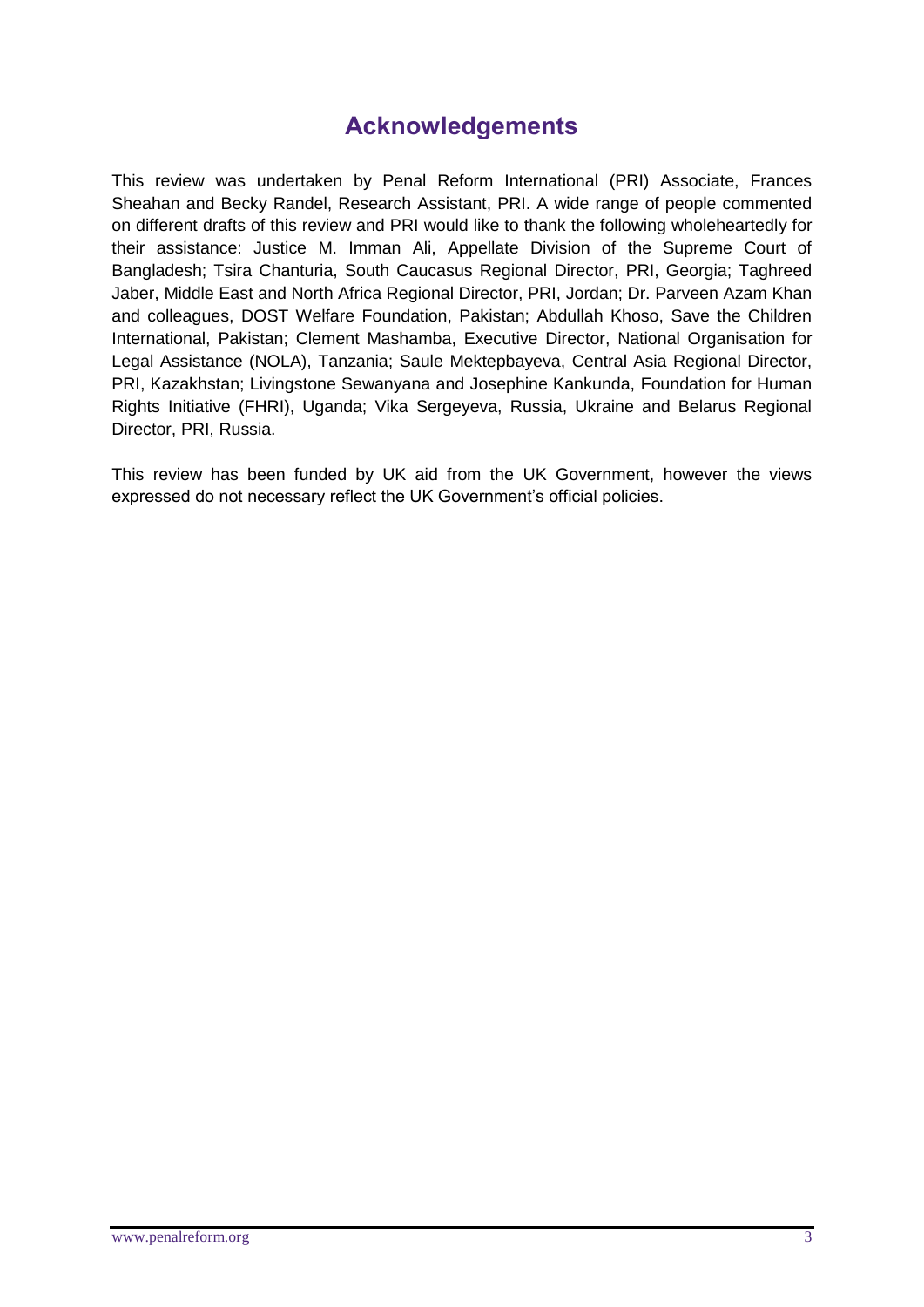# Acknowledgements

This review was undertaken by Penal Reform International (PRI) Associate, Frances Sheahan and Becky Randel, Research Assistant, PRI. A wide range of people commented on different drafts of this review and PRI would like to thank the following wholeheartedly for their assistance: Justice M. Imman Ali, Appellate Division of the Supreme Court of Bangladesh; Tsira Chanturia, South Caucasus Regional Director, PRI, Georgia; Taghreed Jaber, Middle East and North Africa Regional Director, PRI, Jordan; Dr. Parveen Azam Khan and colleagues, DOST Welfare Foundation, Pakistan; Abdullah Khoso, Save the Children International, Pakistan; Clement Mashamba, Executive Director, National Organisation for Legal Assistance (NOLA), Tanzania; Saule Mektepbayeva, Central Asia Regional Director, PRI, Kazakhstan; Livingstone Sewanyana and Josephine Kankunda, Foundation for Human Rights Initiative (FHRI), Uganda; Vika Sergeyeva, Russia, Ukraine and Belarus Regional Director, PRI, Russia.

This review has been funded by UK aid from the UK Government, however the views expressed do not necessary reflect the UK Government's official policies.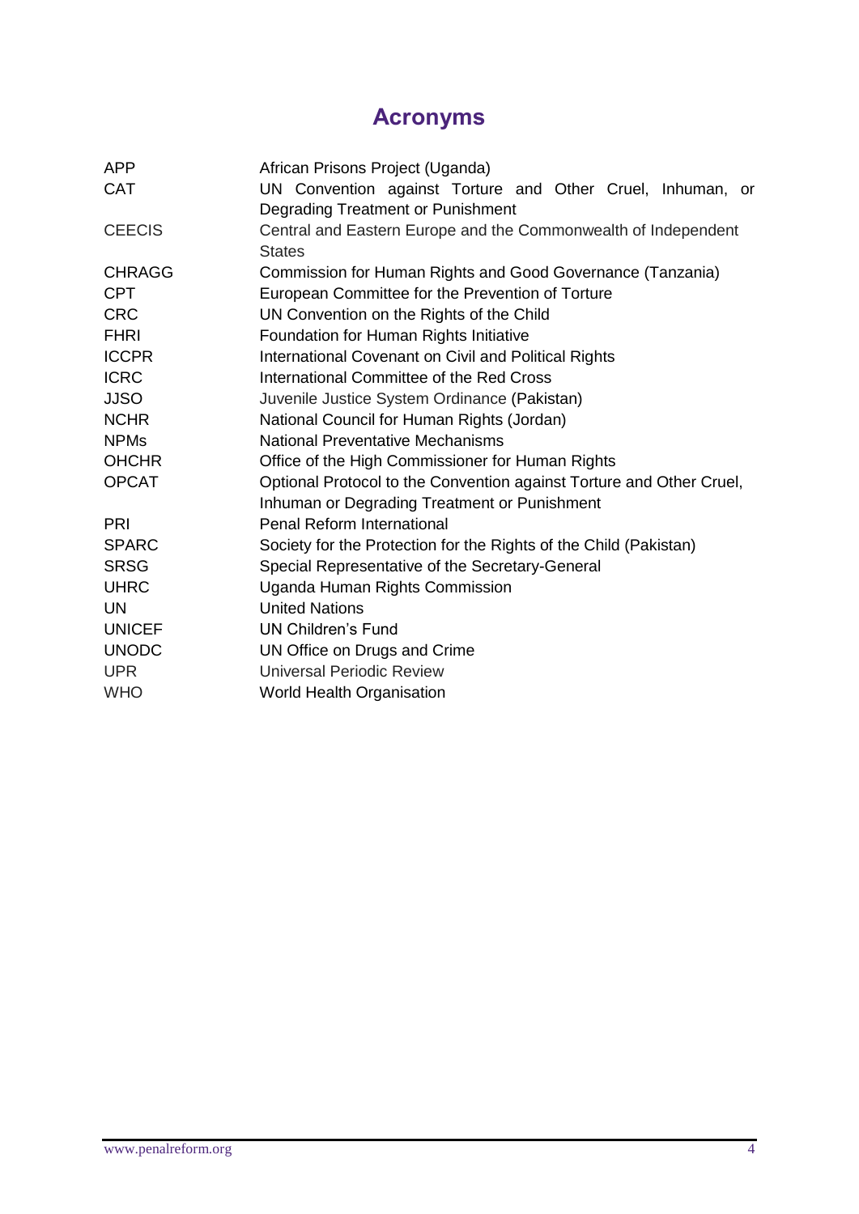# Acronyms

| | |
|---|---|
| APP | African Prisons Project (Uganda) |
| CAT | UN Convention against Torture and Other Cruel, Inhuman, or Degrading Treatment or Punishment |
| CEECIS | Central and Eastern Europe and the Commonwealth of Independent States |
| CHRAGG | Commission for Human Rights and Good Governance (Tanzania) |
| CPT | European Committee for the Prevention of Torture |
| CRC | UN Convention on the Rights of the Child |
| FHRI | Foundation for Human Rights Initiative |
| ICCPR | International Covenant on Civil and Political Rights |
| ICRC | International Committee of the Red Cross |
| JJSO | Juvenile Justice System Ordinance (Pakistan) |
| NCHR | National Council for Human Rights (Jordan) |
| NPMs | National Preventative Mechanisms |
| OHCHR | Office of the High Commissioner for Human Rights |
| OPCAT | Optional Protocol to the Convention against Torture and Other Cruel, Inhuman or Degrading Treatment or Punishment |
| PRI | Penal Reform International |
| SPARC | Society for the Protection for the Rights of the Child (Pakistan) |
| SRSG | Special Representative of the Secretary-General |
| UHRC | Uganda Human Rights Commission |
| UN | United Nations |
| UNICEF | UN Children's Fund |
| UNODC | UN Office on Drugs and Crime |
| UPR | Universal Periodic Review |
| WHO | World Health Organisation |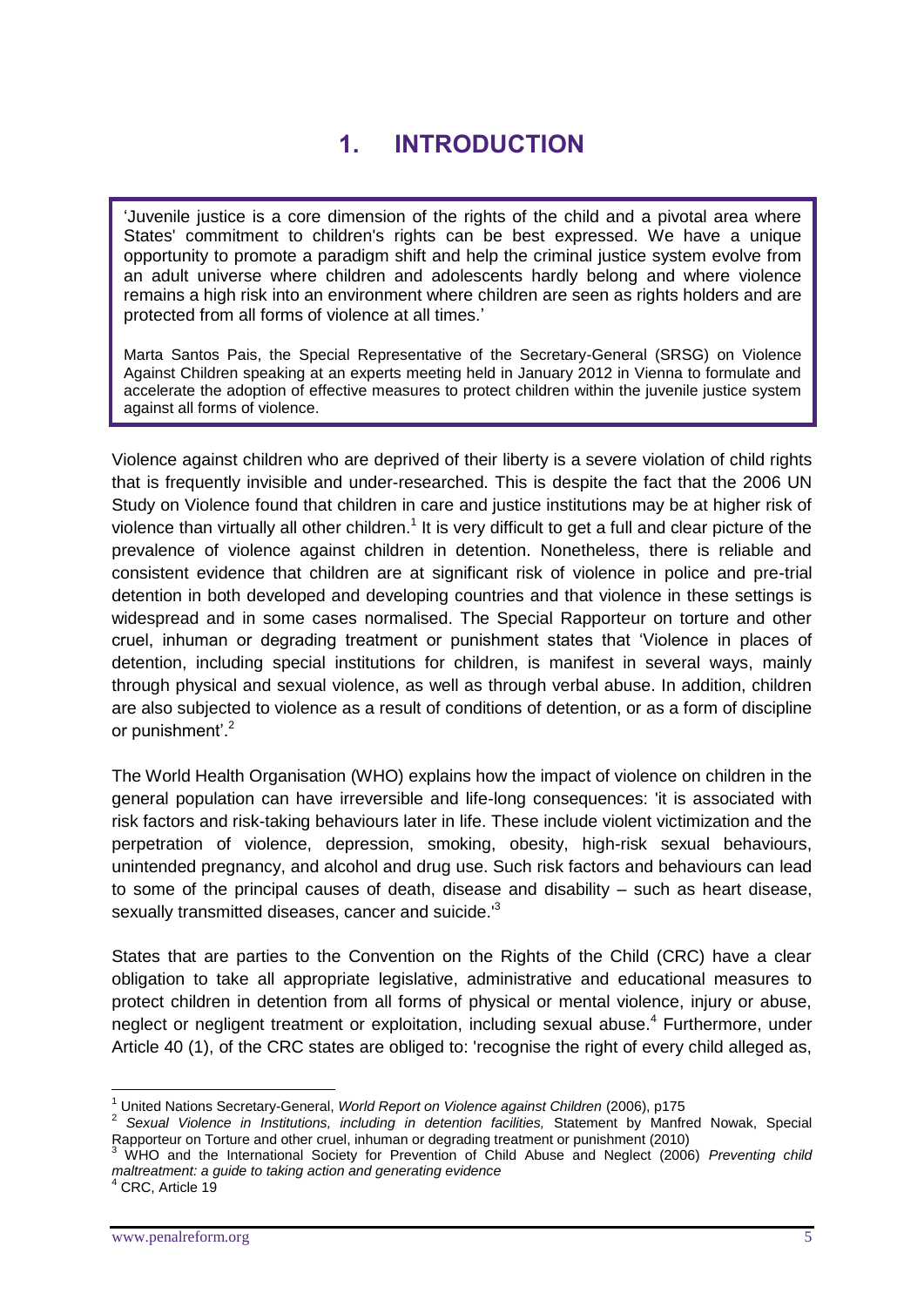# 1. INTRODUCTION

> 'Juvenile justice is a core dimension of the rights of the child and a pivotal area where States' commitment to children's rights can be best expressed. We have a unique opportunity to promote a paradigm shift and help the criminal justice system evolve from an adult universe where children and adolescents hardly belong and where violence remains a high risk into an environment where children are seen as rights holders and are protected from all forms of violence at all times.'
>
> Marta Santos Pais, the Special Representative of the Secretary-General (SRSG) on Violence Against Children speaking at an experts meeting held in January 2012 in Vienna to formulate and accelerate the adoption of effective measures to protect children within the juvenile justice system against all forms of violence.

Violence against children who are deprived of their liberty is a severe violation of child rights that is frequently invisible and under-researched. This is despite the fact that the 2006 UN Study on Violence found that children in care and justice institutions may be at higher risk of violence than virtually all other children.[1] It is very difficult to get a full and clear picture of the prevalence of violence against children in detention. Nonetheless, there is reliable and consistent evidence that children are at significant risk of violence in police and pre-trial detention in both developed and developing countries and that violence in these settings is widespread and in some cases normalised. The Special Rapporteur on torture and other cruel, inhuman or degrading treatment or punishment states that 'Violence in places of detention, including special institutions for children, is manifest in several ways, mainly through physical and sexual violence, as well as through verbal abuse. In addition, children are also subjected to violence as a result of conditions of detention, or as a form of discipline or punishment'.[2]

The World Health Organisation (WHO) explains how the impact of violence on children in the general population can have irreversible and life-long consequences: 'it is associated with risk factors and risk-taking behaviours later in life. These include violent victimization and the perpetration of violence, depression, smoking, obesity, high-risk sexual behaviours, unintended pregnancy, and alcohol and drug use. Such risk factors and behaviours can lead to some of the principal causes of death, disease and disability – such as heart disease, sexually transmitted diseases, cancer and suicide.'[3]

States that are parties to the Convention on the Rights of the Child (CRC) have a clear obligation to take all appropriate legislative, administrative and educational measures to protect children in detention from all forms of physical or mental violence, injury or abuse, neglect or negligent treatment or exploitation, including sexual abuse.[4] Furthermore, under Article 40 (1), of the CRC states are obliged to: 'recognise the right of every child alleged as,

---

[1] United Nations Secretary-General, *World Report on Violence against Children* (2006), p175

[2] *Sexual Violence in Institutions, including in detention facilities,* Statement by Manfred Nowak, Special Rapporteur on Torture and other cruel, inhuman or degrading treatment or punishment (2010)

[3] WHO and the International Society for Prevention of Child Abuse and Neglect (2006) *Preventing child maltreatment: a guide to taking action and generating evidence*

[4] CRC, Article 19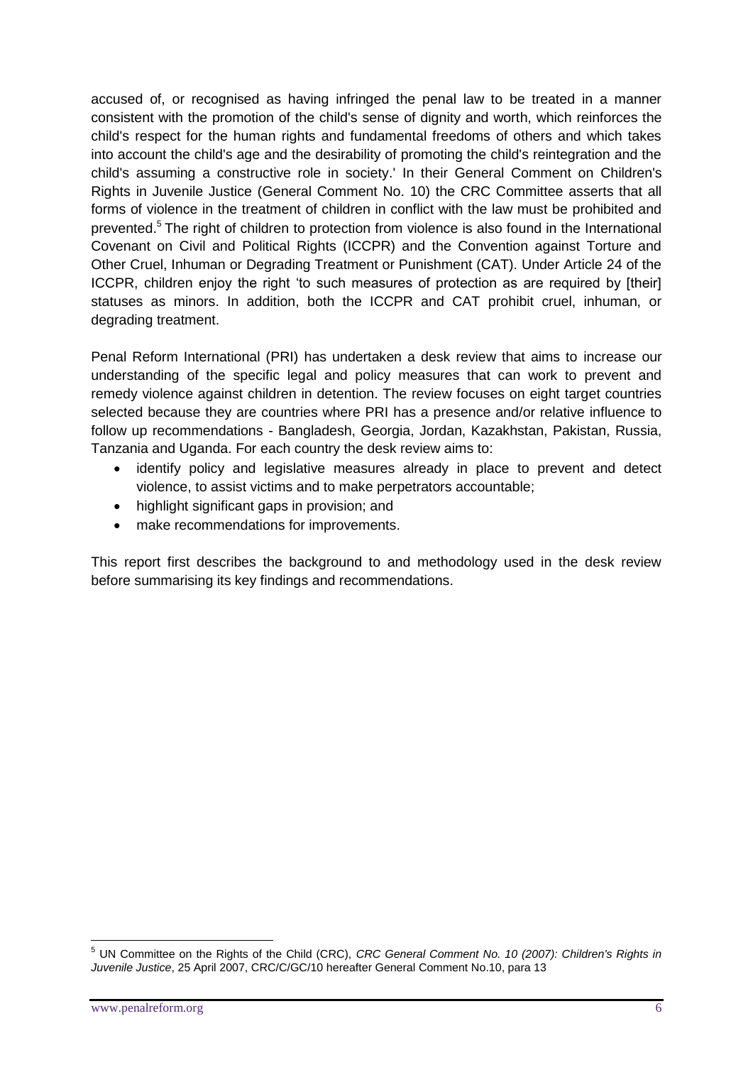accused of, or recognised as having infringed the penal law to be treated in a manner consistent with the promotion of the child's sense of dignity and worth, which reinforces the child's respect for the human rights and fundamental freedoms of others and which takes into account the child's age and the desirability of promoting the child's reintegration and the child's assuming a constructive role in society.' In their General Comment on Children's Rights in Juvenile Justice (General Comment No. 10) the CRC Committee asserts that all forms of violence in the treatment of children in conflict with the law must be prohibited and prevented.[5] The right of children to protection from violence is also found in the International Covenant on Civil and Political Rights (ICCPR) and the Convention against Torture and Other Cruel, Inhuman or Degrading Treatment or Punishment (CAT). Under Article 24 of the ICCPR, children enjoy the right 'to such measures of protection as are required by [their] statuses as minors. In addition, both the ICCPR and CAT prohibit cruel, inhuman, or degrading treatment.

Penal Reform International (PRI) has undertaken a desk review that aims to increase our understanding of the specific legal and policy measures that can work to prevent and remedy violence against children in detention. The review focuses on eight target countries selected because they are countries where PRI has a presence and/or relative influence to follow up recommendations - Bangladesh, Georgia, Jordan, Kazakhstan, Pakistan, Russia, Tanzania and Uganda. For each country the desk review aims to:

- identify policy and legislative measures already in place to prevent and detect violence, to assist victims and to make perpetrators accountable;
- highlight significant gaps in provision; and
- make recommendations for improvements.

This report first describes the background to and methodology used in the desk review before summarising its key findings and recommendations.

---

[5] UN Committee on the Rights of the Child (CRC), *CRC General Comment No. 10 (2007): Children's Rights in Juvenile Justice*, 25 April 2007, CRC/C/GC/10 hereafter General Comment No.10, para 13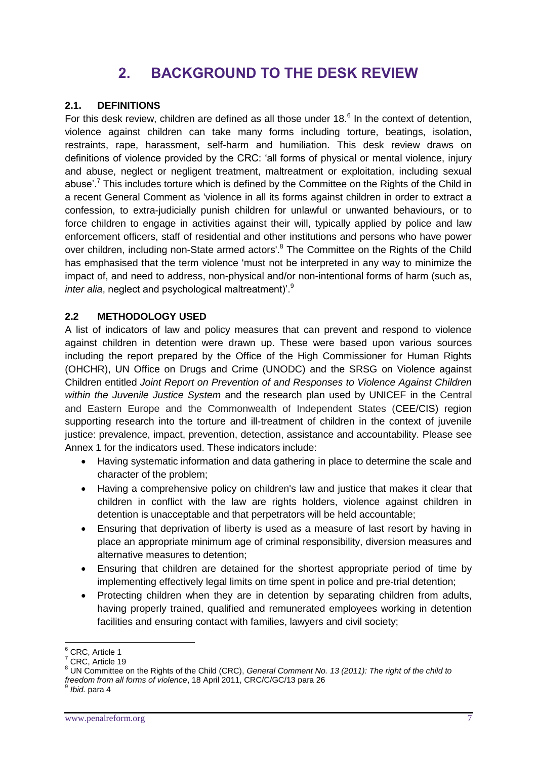# 2. BACKGROUND TO THE DESK REVIEW

## 2.1. DEFINITIONS

For this desk review, children are defined as all those under 18.[6] In the context of detention, violence against children can take many forms including torture, beatings, isolation, restraints, rape, harassment, self-harm and humiliation. This desk review draws on definitions of violence provided by the CRC: 'all forms of physical or mental violence, injury and abuse, neglect or negligent treatment, maltreatment or exploitation, including sexual abuse'.[7] This includes torture which is defined by the Committee on the Rights of the Child in a recent General Comment as 'violence in all its forms against children in order to extract a confession, to extra-judicially punish children for unlawful or unwanted behaviours, or to force children to engage in activities against their will, typically applied by police and law enforcement officers, staff of residential and other institutions and persons who have power over children, including non-State armed actors'.[8] The Committee on the Rights of the Child has emphasised that the term violence 'must not be interpreted in any way to minimize the impact of, and need to address, non-physical and/or non-intentional forms of harm (such as, *inter alia*, neglect and psychological maltreatment)'.[9]

## 2.2 METHODOLOGY USED

A list of indicators of law and policy measures that can prevent and respond to violence against children in detention were drawn up. These were based upon various sources including the report prepared by the Office of the High Commissioner for Human Rights (OHCHR), UN Office on Drugs and Crime (UNODC) and the SRSG on Violence against Children entitled *Joint Report on Prevention of and Responses to Violence Against Children within the Juvenile Justice System* and the research plan used by UNICEF in the Central and Eastern Europe and the Commonwealth of Independent States (CEE/CIS) region supporting research into the torture and ill-treatment of children in the context of juvenile justice: prevalence, impact, prevention, detection, assistance and accountability. Please see Annex 1 for the indicators used. These indicators include:

- Having systematic information and data gathering in place to determine the scale and character of the problem;
- Having a comprehensive policy on children's law and justice that makes it clear that children in conflict with the law are rights holders, violence against children in detention is unacceptable and that perpetrators will be held accountable;
- Ensuring that deprivation of liberty is used as a measure of last resort by having in place an appropriate minimum age of criminal responsibility, diversion measures and alternative measures to detention;
- Ensuring that children are detained for the shortest appropriate period of time by implementing effectively legal limits on time spent in police and pre-trial detention;
- Protecting children when they are in detention by separating children from adults, having properly trained, qualified and remunerated employees working in detention facilities and ensuring contact with families, lawyers and civil society;

---

[6] CRC, Article 1

[7] CRC, Article 19

[8] UN Committee on the Rights of the Child (CRC), *General Comment No. 13 (2011): The right of the child to freedom from all forms of violence*, 18 April 2011, CRC/C/GC/13 para 26

[9] *Ibid.* para 4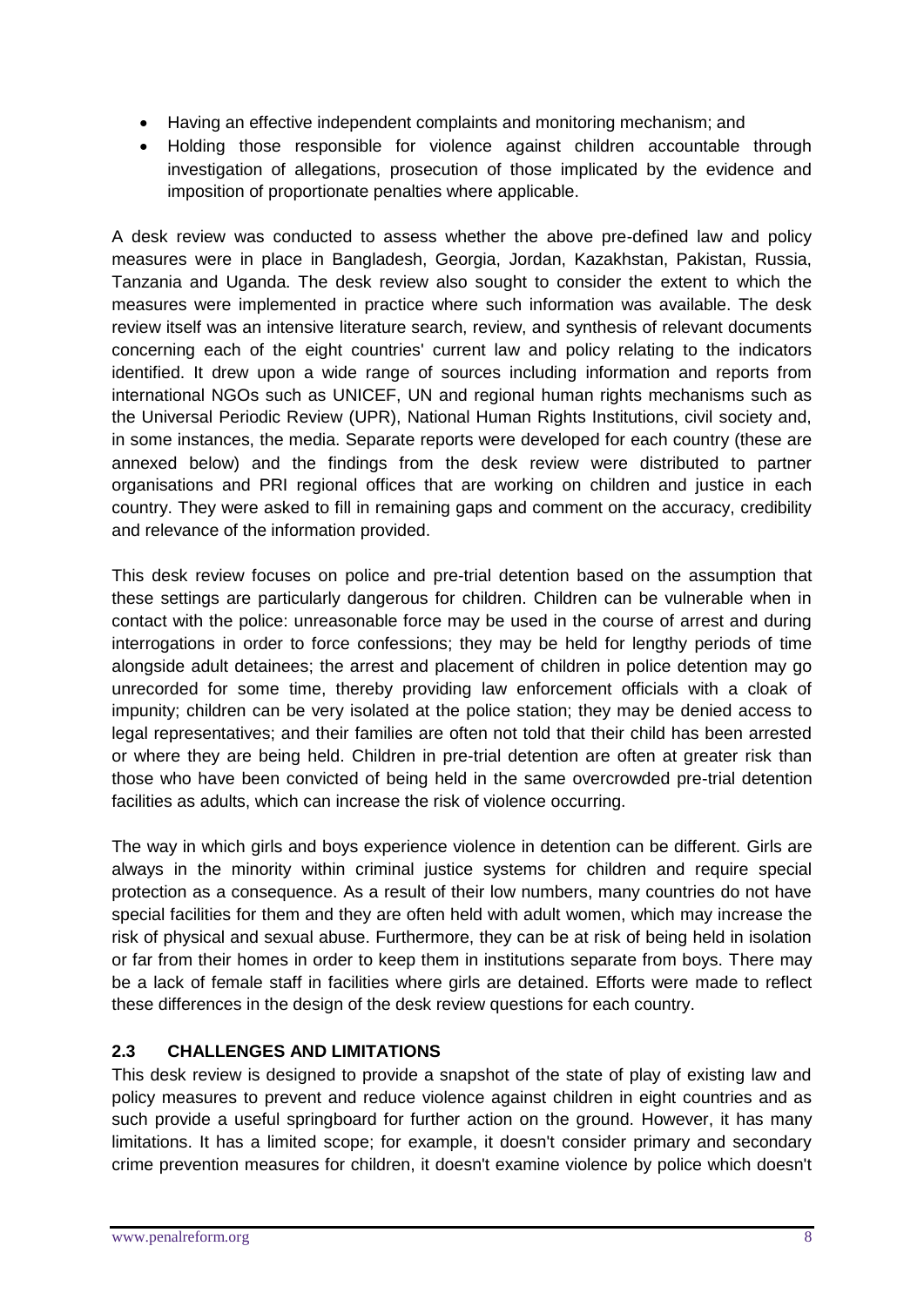- Having an effective independent complaints and monitoring mechanism; and
- Holding those responsible for violence against children accountable through investigation of allegations, prosecution of those implicated by the evidence and imposition of proportionate penalties where applicable.

A desk review was conducted to assess whether the above pre-defined law and policy measures were in place in Bangladesh, Georgia, Jordan, Kazakhstan, Pakistan, Russia, Tanzania and Uganda. The desk review also sought to consider the extent to which the measures were implemented in practice where such information was available. The desk review itself was an intensive literature search, review, and synthesis of relevant documents concerning each of the eight countries' current law and policy relating to the indicators identified. It drew upon a wide range of sources including information and reports from international NGOs such as UNICEF, UN and regional human rights mechanisms such as the Universal Periodic Review (UPR), National Human Rights Institutions, civil society and, in some instances, the media. Separate reports were developed for each country (these are annexed below) and the findings from the desk review were distributed to partner organisations and PRI regional offices that are working on children and justice in each country. They were asked to fill in remaining gaps and comment on the accuracy, credibility and relevance of the information provided.

This desk review focuses on police and pre-trial detention based on the assumption that these settings are particularly dangerous for children. Children can be vulnerable when in contact with the police: unreasonable force may be used in the course of arrest and during interrogations in order to force confessions; they may be held for lengthy periods of time alongside adult detainees; the arrest and placement of children in police detention may go unrecorded for some time, thereby providing law enforcement officials with a cloak of impunity; children can be very isolated at the police station; they may be denied access to legal representatives; and their families are often not told that their child has been arrested or where they are being held. Children in pre-trial detention are often at greater risk than those who have been convicted of being held in the same overcrowded pre-trial detention facilities as adults, which can increase the risk of violence occurring.

The way in which girls and boys experience violence in detention can be different. Girls are always in the minority within criminal justice systems for children and require special protection as a consequence. As a result of their low numbers, many countries do not have special facilities for them and they are often held with adult women, which may increase the risk of physical and sexual abuse. Furthermore, they can be at risk of being held in isolation or far from their homes in order to keep them in institutions separate from boys. There may be a lack of female staff in facilities where girls are detained. Efforts were made to reflect these differences in the design of the desk review questions for each country.

## 2.3 CHALLENGES AND LIMITATIONS

This desk review is designed to provide a snapshot of the state of play of existing law and policy measures to prevent and reduce violence against children in eight countries and as such provide a useful springboard for further action on the ground. However, it has many limitations. It has a limited scope; for example, it doesn't consider primary and secondary crime prevention measures for children, it doesn't examine violence by police which doesn't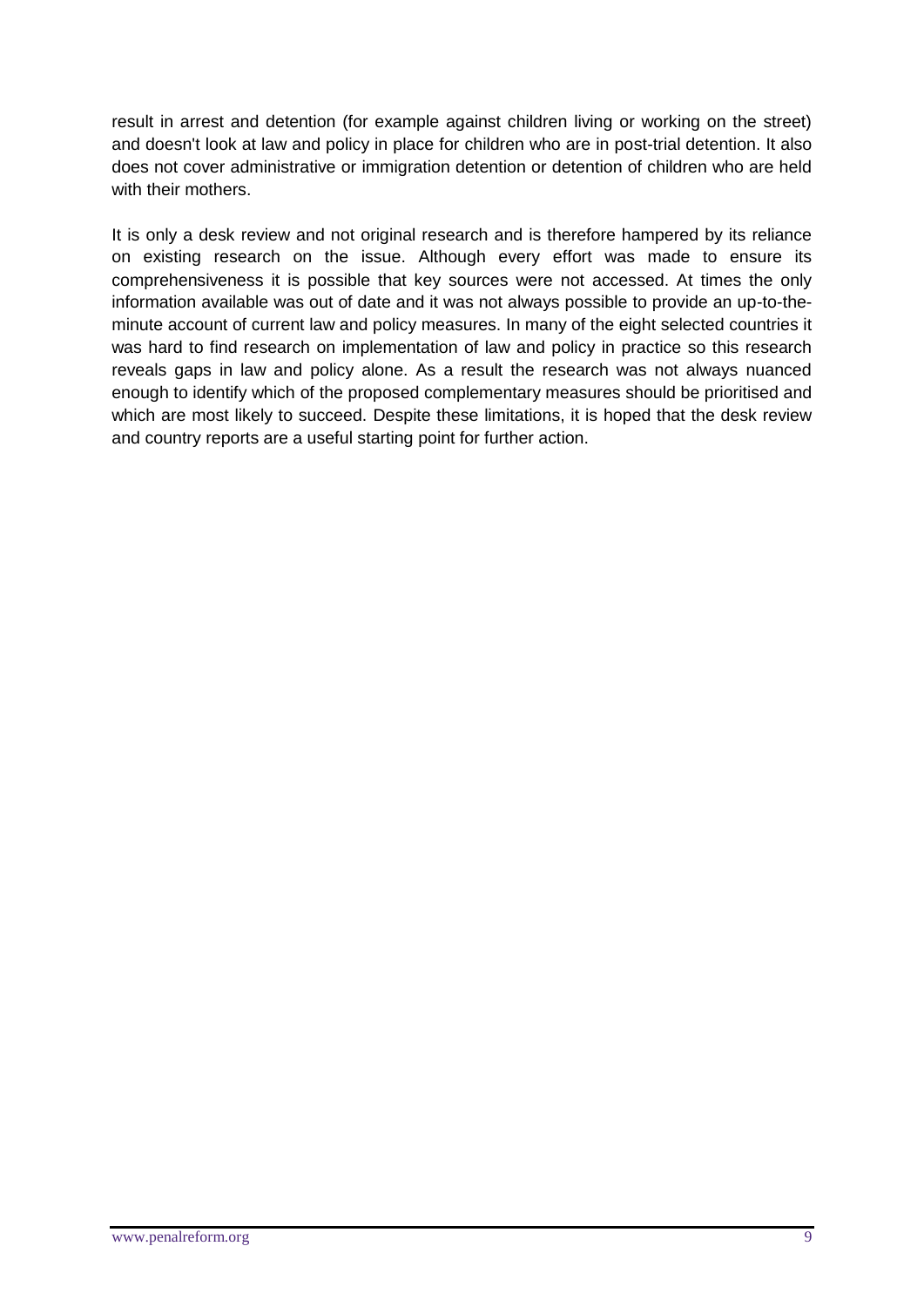result in arrest and detention (for example against children living or working on the street) and doesn't look at law and policy in place for children who are in post-trial detention. It also does not cover administrative or immigration detention or detention of children who are held with their mothers.

It is only a desk review and not original research and is therefore hampered by its reliance on existing research on the issue. Although every effort was made to ensure its comprehensiveness it is possible that key sources were not accessed. At times the only information available was out of date and it was not always possible to provide an up-to-the-minute account of current law and policy measures. In many of the eight selected countries it was hard to find research on implementation of law and policy in practice so this research reveals gaps in law and policy alone. As a result the research was not always nuanced enough to identify which of the proposed complementary measures should be prioritised and which are most likely to succeed. Despite these limitations, it is hoped that the desk review and country reports are a useful starting point for further action.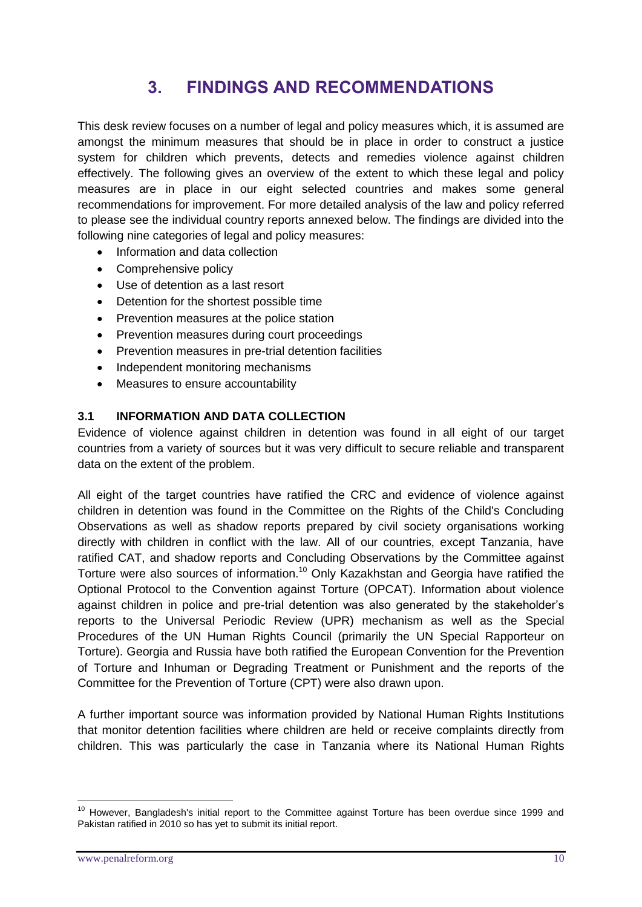# 3. FINDINGS AND RECOMMENDATIONS

This desk review focuses on a number of legal and policy measures which, it is assumed are amongst the minimum measures that should be in place in order to construct a justice system for children which prevents, detects and remedies violence against children effectively. The following gives an overview of the extent to which these legal and policy measures are in place in our eight selected countries and makes some general recommendations for improvement. For more detailed analysis of the law and policy referred to please see the individual country reports annexed below. The findings are divided into the following nine categories of legal and policy measures:

- Information and data collection
- Comprehensive policy
- Use of detention as a last resort
- Detention for the shortest possible time
- Prevention measures at the police station
- Prevention measures during court proceedings
- Prevention measures in pre-trial detention facilities
- Independent monitoring mechanisms
- Measures to ensure accountability

## 3.1 INFORMATION AND DATA COLLECTION

Evidence of violence against children in detention was found in all eight of our target countries from a variety of sources but it was very difficult to secure reliable and transparent data on the extent of the problem.

All eight of the target countries have ratified the CRC and evidence of violence against children in detention was found in the Committee on the Rights of the Child's Concluding Observations as well as shadow reports prepared by civil society organisations working directly with children in conflict with the law. All of our countries, except Tanzania, have ratified CAT, and shadow reports and Concluding Observations by the Committee against Torture were also sources of information.[10] Only Kazakhstan and Georgia have ratified the Optional Protocol to the Convention against Torture (OPCAT). Information about violence against children in police and pre-trial detention was also generated by the stakeholder's reports to the Universal Periodic Review (UPR) mechanism as well as the Special Procedures of the UN Human Rights Council (primarily the UN Special Rapporteur on Torture). Georgia and Russia have both ratified the European Convention for the Prevention of Torture and Inhuman or Degrading Treatment or Punishment and the reports of the Committee for the Prevention of Torture (CPT) were also drawn upon.

A further important source was information provided by National Human Rights Institutions that monitor detention facilities where children are held or receive complaints directly from children. This was particularly the case in Tanzania where its National Human Rights

---

[10] However, Bangladesh's initial report to the Committee against Torture has been overdue since 1999 and Pakistan ratified in 2010 so has yet to submit its initial report.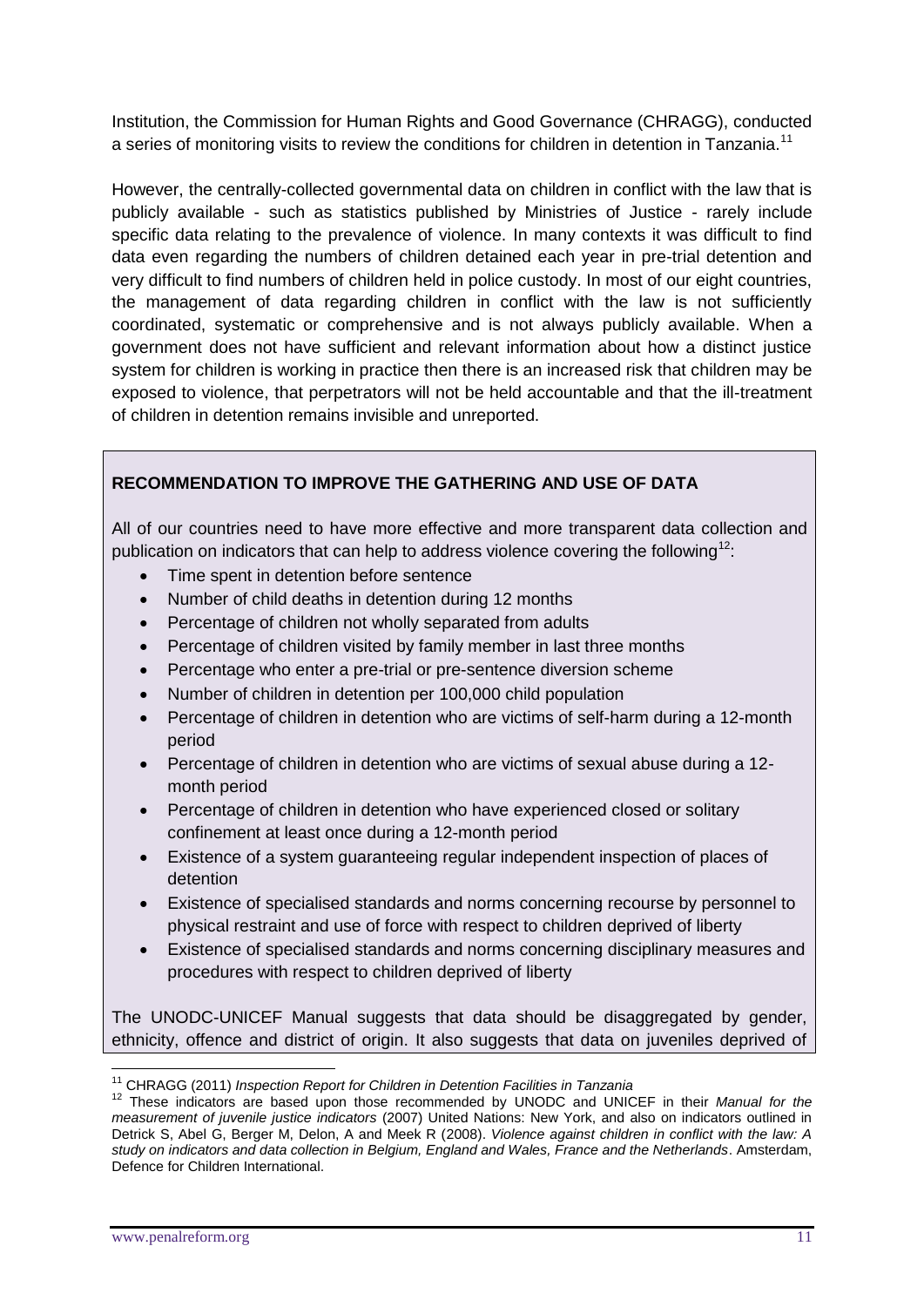Institution, the Commission for Human Rights and Good Governance (CHRAGG), conducted a series of monitoring visits to review the conditions for children in detention in Tanzania.[11]

However, the centrally-collected governmental data on children in conflict with the law that is publicly available - such as statistics published by Ministries of Justice - rarely include specific data relating to the prevalence of violence. In many contexts it was difficult to find data even regarding the numbers of children detained each year in pre-trial detention and very difficult to find numbers of children held in police custody. In most of our eight countries, the management of data regarding children in conflict with the law is not sufficiently coordinated, systematic or comprehensive and is not always publicly available. When a government does not have sufficient and relevant information about how a distinct justice system for children is working in practice then there is an increased risk that children may be exposed to violence, that perpetrators will not be held accountable and that the ill-treatment of children in detention remains invisible and unreported.

**RECOMMENDATION TO IMPROVE THE GATHERING AND USE OF DATA**

All of our countries need to have more effective and more transparent data collection and publication on indicators that can help to address violence covering the following[12]:

- Time spent in detention before sentence
- Number of child deaths in detention during 12 months
- Percentage of children not wholly separated from adults
- Percentage of children visited by family member in last three months
- Percentage who enter a pre-trial or pre-sentence diversion scheme
- Number of children in detention per 100,000 child population
- Percentage of children in detention who are victims of self-harm during a 12-month period
- Percentage of children in detention who are victims of sexual abuse during a 12-month period
- Percentage of children in detention who have experienced closed or solitary confinement at least once during a 12-month period
- Existence of a system guaranteeing regular independent inspection of places of detention
- Existence of specialised standards and norms concerning recourse by personnel to physical restraint and use of force with respect to children deprived of liberty
- Existence of specialised standards and norms concerning disciplinary measures and procedures with respect to children deprived of liberty

The UNODC-UNICEF Manual suggests that data should be disaggregated by gender, ethnicity, offence and district of origin. It also suggests that data on juveniles deprived of

---

[11] CHRAGG (2011) *Inspection Report for Children in Detention Facilities in Tanzania*

[12] These indicators are based upon those recommended by UNODC and UNICEF in their *Manual for the measurement of juvenile justice indicators* (2007) United Nations: New York, and also on indicators outlined in Detrick S, Abel G, Berger M, Delon, A and Meek R (2008). *Violence against children in conflict with the law: A study on indicators and data collection in Belgium, England and Wales, France and the Netherlands*. Amsterdam, Defence for Children International.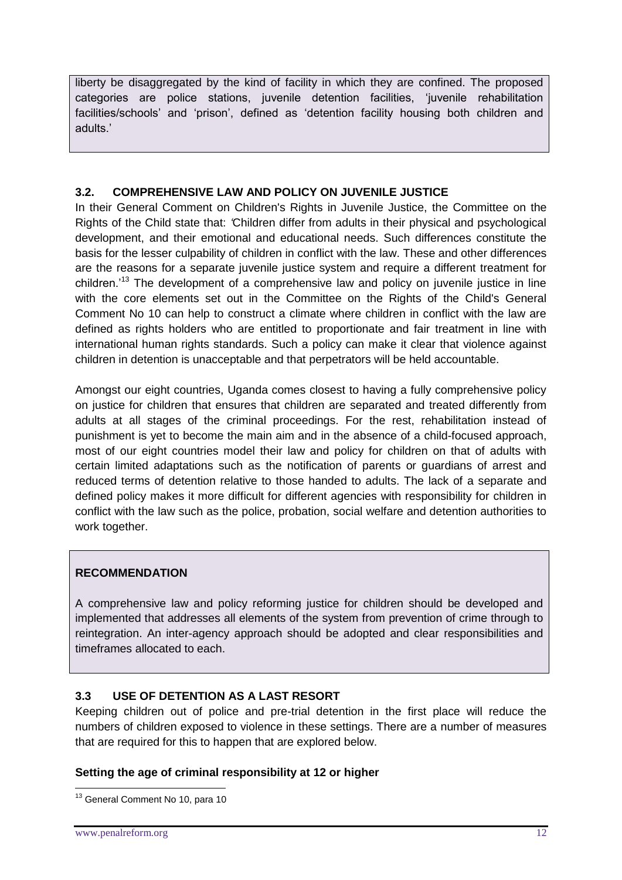liberty be disaggregated by the kind of facility in which they are confined. The proposed categories are police stations, juvenile detention facilities, 'juvenile rehabilitation facilities/schools' and 'prison', defined as 'detention facility housing both children and adults.'

### 3.2. COMPREHENSIVE LAW AND POLICY ON JUVENILE JUSTICE

In their General Comment on Children's Rights in Juvenile Justice, the Committee on the Rights of the Child state that: 'Children differ from adults in their physical and psychological development, and their emotional and educational needs. Such differences constitute the basis for the lesser culpability of children in conflict with the law. These and other differences are the reasons for a separate juvenile justice system and require a different treatment for children.'[13] The development of a comprehensive law and policy on juvenile justice in line with the core elements set out in the Committee on the Rights of the Child's General Comment No 10 can help to construct a climate where children in conflict with the law are defined as rights holders who are entitled to proportionate and fair treatment in line with international human rights standards. Such a policy can make it clear that violence against children in detention is unacceptable and that perpetrators will be held accountable.

Amongst our eight countries, Uganda comes closest to having a fully comprehensive policy on justice for children that ensures that children are separated and treated differently from adults at all stages of the criminal proceedings. For the rest, rehabilitation instead of punishment is yet to become the main aim and in the absence of a child-focused approach, most of our eight countries model their law and policy for children on that of adults with certain limited adaptations such as the notification of parents or guardians of arrest and reduced terms of detention relative to those handed to adults. The lack of a separate and defined policy makes it more difficult for different agencies with responsibility for children in conflict with the law such as the police, probation, social welfare and detention authorities to work together.

**RECOMMENDATION**

A comprehensive law and policy reforming justice for children should be developed and implemented that addresses all elements of the system from prevention of crime through to reintegration. An inter-agency approach should be adopted and clear responsibilities and timeframes allocated to each.

### 3.3 USE OF DETENTION AS A LAST RESORT

Keeping children out of police and pre-trial detention in the first place will reduce the numbers of children exposed to violence in these settings. There are a number of measures that are required for this to happen that are explored below.

**Setting the age of criminal responsibility at 12 or higher**

[13] General Comment No 10, para 10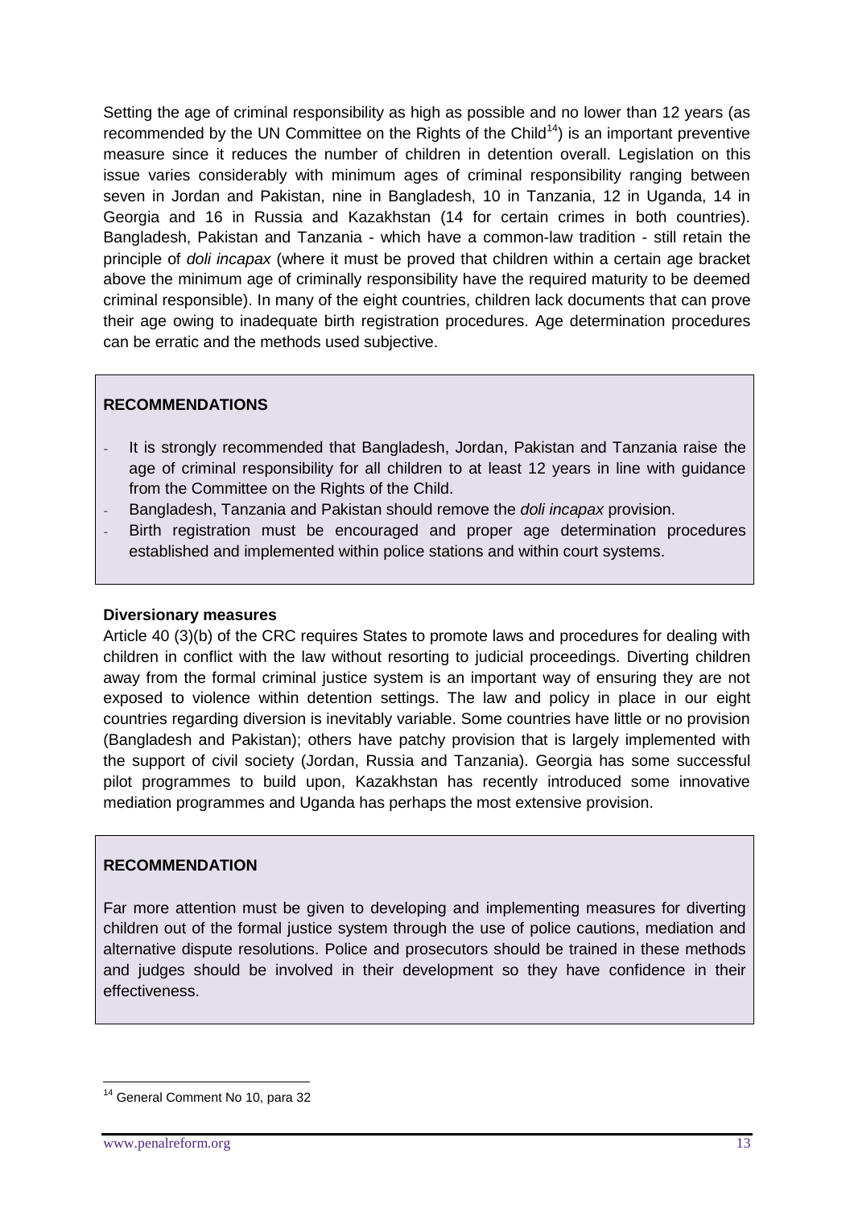Setting the age of criminal responsibility as high as possible and no lower than 12 years (as recommended by the UN Committee on the Rights of the Child[14]) is an important preventive measure since it reduces the number of children in detention overall. Legislation on this issue varies considerably with minimum ages of criminal responsibility ranging between seven in Jordan and Pakistan, nine in Bangladesh, 10 in Tanzania, 12 in Uganda, 14 in Georgia and 16 in Russia and Kazakhstan (14 for certain crimes in both countries). Bangladesh, Pakistan and Tanzania - which have a common-law tradition - still retain the principle of *doli incapax* (where it must be proved that children within a certain age bracket above the minimum age of criminally responsibility have the required maturity to be deemed criminal responsible). In many of the eight countries, children lack documents that can prove their age owing to inadequate birth registration procedures. Age determination procedures can be erratic and the methods used subjective.

**RECOMMENDATIONS**

- It is strongly recommended that Bangladesh, Jordan, Pakistan and Tanzania raise the age of criminal responsibility for all children to at least 12 years in line with guidance from the Committee on the Rights of the Child.
- Bangladesh, Tanzania and Pakistan should remove the *doli incapax* provision.
- Birth registration must be encouraged and proper age determination procedures established and implemented within police stations and within court systems.

**Diversionary measures**

Article 40 (3)(b) of the CRC requires States to promote laws and procedures for dealing with children in conflict with the law without resorting to judicial proceedings. Diverting children away from the formal criminal justice system is an important way of ensuring they are not exposed to violence within detention settings. The law and policy in place in our eight countries regarding diversion is inevitably variable. Some countries have little or no provision (Bangladesh and Pakistan); others have patchy provision that is largely implemented with the support of civil society (Jordan, Russia and Tanzania). Georgia has some successful pilot programmes to build upon, Kazakhstan has recently introduced some innovative mediation programmes and Uganda has perhaps the most extensive provision.

**RECOMMENDATION**

Far more attention must be given to developing and implementing measures for diverting children out of the formal justice system through the use of police cautions, mediation and alternative dispute resolutions. Police and prosecutors should be trained in these methods and judges should be involved in their development so they have confidence in their effectiveness.

---

[14] General Comment No 10, para 32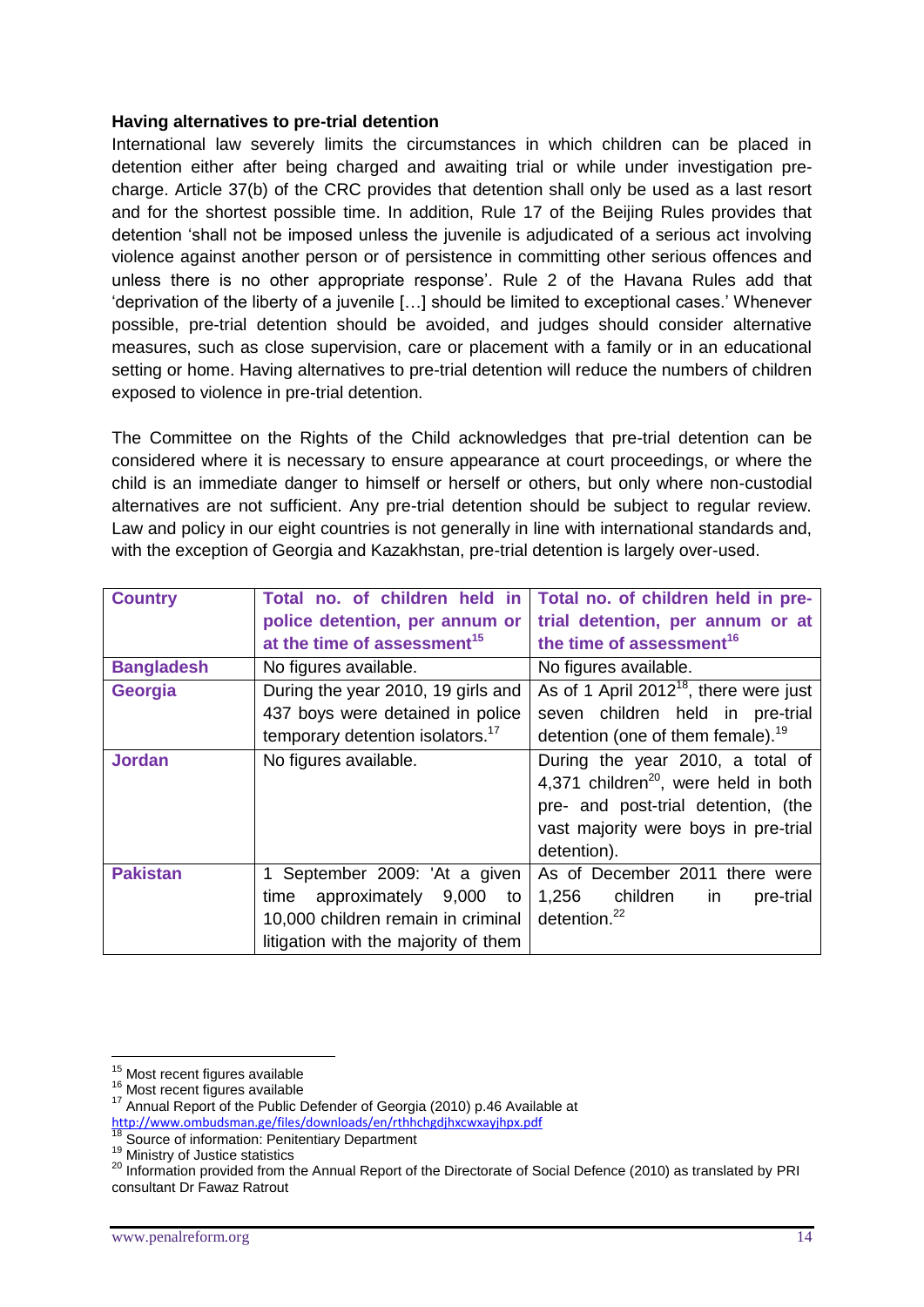**Having alternatives to pre-trial detention**

International law severely limits the circumstances in which children can be placed in detention either after being charged and awaiting trial or while under investigation pre-charge. Article 37(b) of the CRC provides that detention shall only be used as a last resort and for the shortest possible time. In addition, Rule 17 of the Beijing Rules provides that detention 'shall not be imposed unless the juvenile is adjudicated of a serious act involving violence against another person or of persistence in committing other serious offences and unless there is no other appropriate response'. Rule 2 of the Havana Rules add that 'deprivation of the liberty of a juvenile […] should be limited to exceptional cases.' Whenever possible, pre-trial detention should be avoided, and judges should consider alternative measures, such as close supervision, care or placement with a family or in an educational setting or home. Having alternatives to pre-trial detention will reduce the numbers of children exposed to violence in pre-trial detention.

The Committee on the Rights of the Child acknowledges that pre-trial detention can be considered where it is necessary to ensure appearance at court proceedings, or where the child is an immediate danger to himself or herself or others, but only where non-custodial alternatives are not sufficient. Any pre-trial detention should be subject to regular review. Law and policy in our eight countries is not generally in line with international standards and, with the exception of Georgia and Kazakhstan, pre-trial detention is largely over-used.

| Country | Total no. of children held in police detention, per annum or at the time of assessment[15] | Total no. of children held in pre-trial detention, per annum or at the time of assessment[16] |
|---|---|---|
| **Bangladesh** | No figures available. | No figures available. |
| **Georgia** | During the year 2010, 19 girls and 437 boys were detained in police temporary detention isolators.[17] | As of 1 April 2012[18], there were just seven children held in pre-trial detention (one of them female).[19] |
| **Jordan** | No figures available. | During the year 2010, a total of 4,371 children[20], were held in both pre- and post-trial detention, (the vast majority were boys in pre-trial detention). |
| **Pakistan** | 1 September 2009: 'At a given time approximately 9,000 to 10,000 children remain in criminal litigation with the majority of them | As of December 2011 there were 1,256 children in pre-trial detention.[22] |

[15] Most recent figures available
[16] Most recent figures available
[17] Annual Report of the Public Defender of Georgia (2010) p.46 Available at http://www.ombudsman.ge/files/downloads/en/rthhchgdjhxcwxayjhpx.pdf
[18] Source of information: Penitentiary Department
[19] Ministry of Justice statistics
[20] Information provided from the Annual Report of the Directorate of Social Defence (2010) as translated by PRI consultant Dr Fawaz Ratrout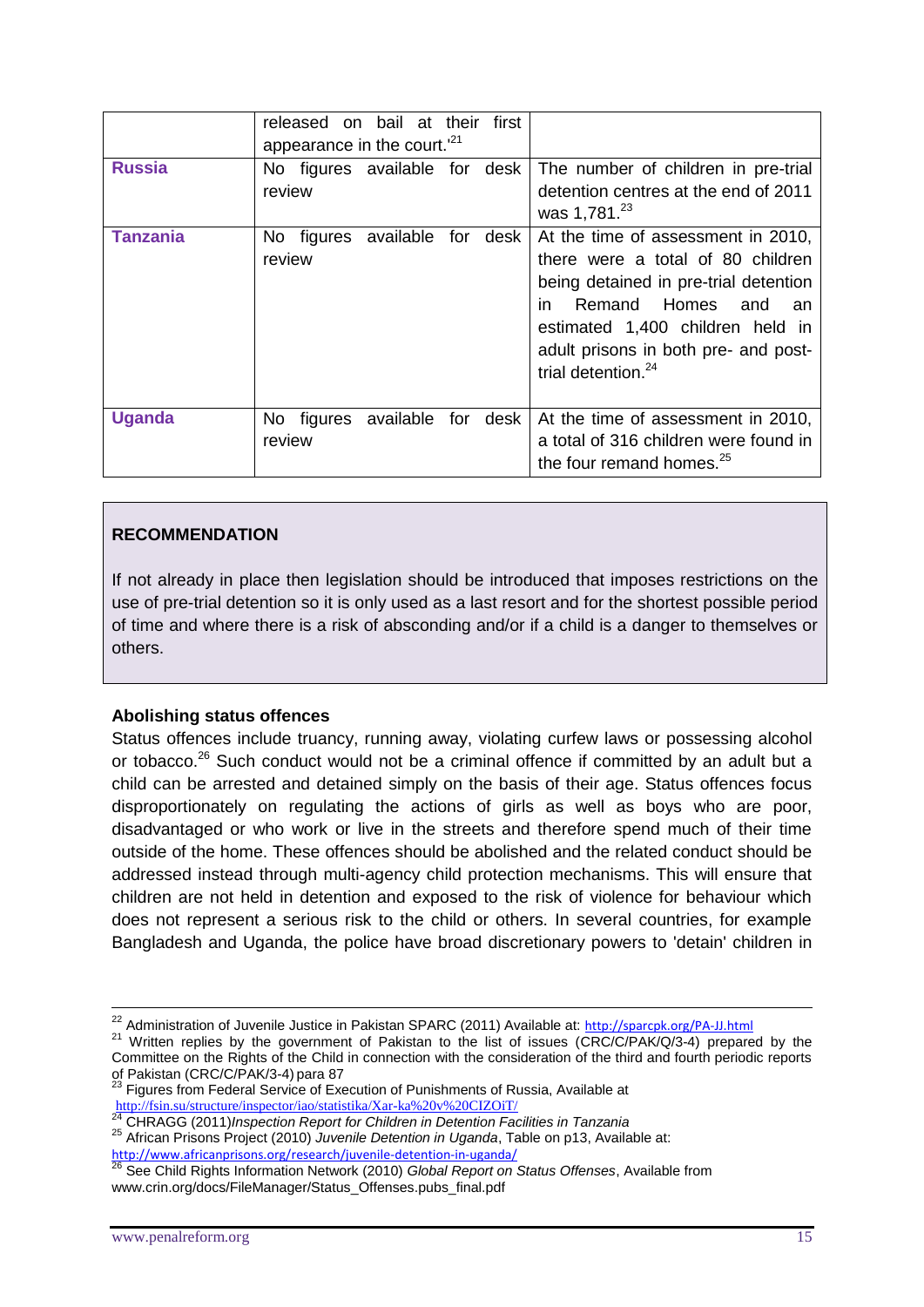| | | |
|---|---|---|
| | released on bail at their first appearance in the court.'[21] | |
| **Russia** | No figures available for desk review | The number of children in pre-trial detention centres at the end of 2011 was 1,781.[23] |
| **Tanzania** | No figures available for desk review | At the time of assessment in 2010, there were a total of 80 children being detained in pre-trial detention in Remand Homes and an estimated 1,400 children held in adult prisons in both pre- and post-trial detention.[24] |
| **Uganda** | No figures available for desk review | At the time of assessment in 2010, a total of 316 children were found in the four remand homes.[25] |

**RECOMMENDATION**

If not already in place then legislation should be introduced that imposes restrictions on the use of pre-trial detention so it is only used as a last resort and for the shortest possible period of time and where there is a risk of absconding and/or if a child is a danger to themselves or others.

**Abolishing status offences**

Status offences include truancy, running away, violating curfew laws or possessing alcohol or tobacco.[26] Such conduct would not be a criminal offence if committed by an adult but a child can be arrested and detained simply on the basis of their age. Status offences focus disproportionately on regulating the actions of girls as well as boys who are poor, disadvantaged or who work or live in the streets and therefore spend much of their time outside of the home. These offences should be abolished and the related conduct should be addressed instead through multi-agency child protection mechanisms. This will ensure that children are not held in detention and exposed to the risk of violence for behaviour which does not represent a serious risk to the child or others. In several countries, for example Bangladesh and Uganda, the police have broad discretionary powers to 'detain' children in

---

[22] Administration of Juvenile Justice in Pakistan SPARC (2011) Available at: http://sparcpk.org/PA-JJ.html

[21] Written replies by the government of Pakistan to the list of issues (CRC/C/PAK/Q/3-4) prepared by the Committee on the Rights of the Child in connection with the consideration of the third and fourth periodic reports of Pakistan (CRC/C/PAK/3-4) para 87

[23] Figures from Federal Service of Execution of Punishments of Russia, Available at http://fsin.su/structure/inspector/iao/statistika/Xar-ka%20v%20CIZOiT/

[24] CHRAGG (2011)*Inspection Report for Children in Detention Facilities in Tanzania*

[25] African Prisons Project (2010) *Juvenile Detention in Uganda*, Table on p13, Available at: http://www.africanprisons.org/research/juvenile-detention-in-uganda/

[26] See Child Rights Information Network (2010) *Global Report on Status Offenses*, Available from www.crin.org/docs/FileManager/Status_Offenses.pubs_final.pdf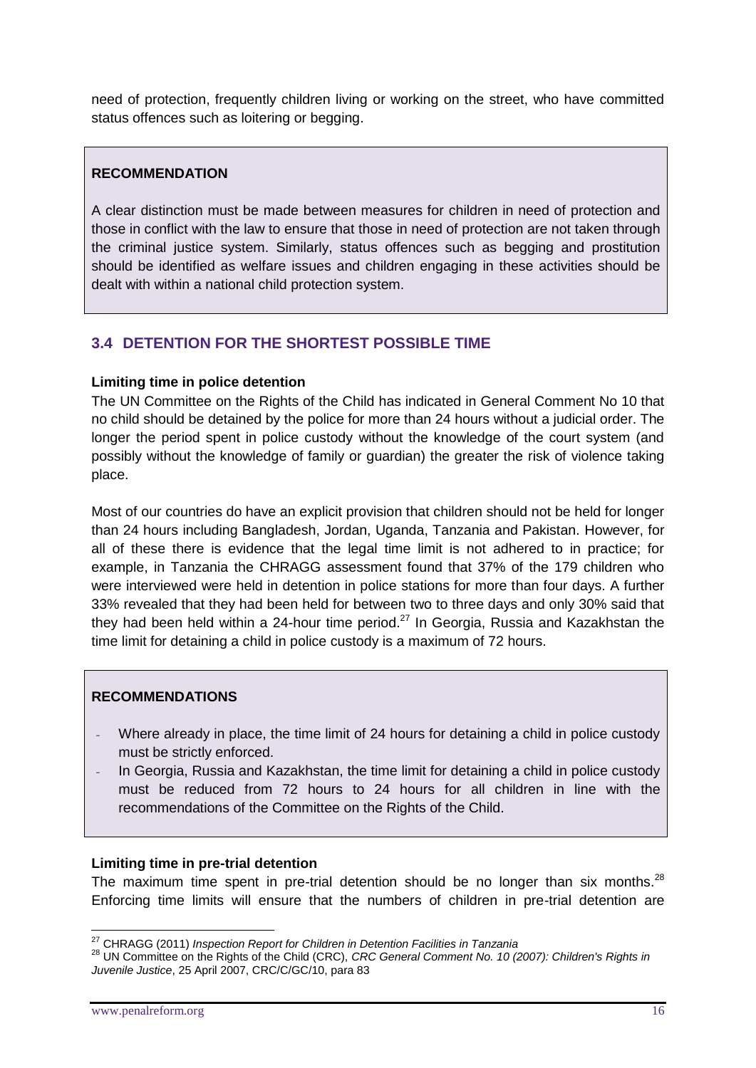need of protection, frequently children living or working on the street, who have committed status offences such as loitering or begging.

> **RECOMMENDATION**
>
> A clear distinction must be made between measures for children in need of protection and those in conflict with the law to ensure that those in need of protection are not taken through the criminal justice system. Similarly, status offences such as begging and prostitution should be identified as welfare issues and children engaging in these activities should be dealt with within a national child protection system.

## 3.4 DETENTION FOR THE SHORTEST POSSIBLE TIME

**Limiting time in police detention**

The UN Committee on the Rights of the Child has indicated in General Comment No 10 that no child should be detained by the police for more than 24 hours without a judicial order. The longer the period spent in police custody without the knowledge of the court system (and possibly without the knowledge of family or guardian) the greater the risk of violence taking place.

Most of our countries do have an explicit provision that children should not be held for longer than 24 hours including Bangladesh, Jordan, Uganda, Tanzania and Pakistan. However, for all of these there is evidence that the legal time limit is not adhered to in practice; for example, in Tanzania the CHRAGG assessment found that 37% of the 179 children who were interviewed were held in detention in police stations for more than four days. A further 33% revealed that they had been held for between two to three days and only 30% said that they had been held within a 24-hour time period.[27] In Georgia, Russia and Kazakhstan the time limit for detaining a child in police custody is a maximum of 72 hours.

> **RECOMMENDATIONS**
>
> - Where already in place, the time limit of 24 hours for detaining a child in police custody must be strictly enforced.
> - In Georgia, Russia and Kazakhstan, the time limit for detaining a child in police custody must be reduced from 72 hours to 24 hours for all children in line with the recommendations of the Committee on the Rights of the Child.

**Limiting time in pre-trial detention**

The maximum time spent in pre-trial detention should be no longer than six months.[28] Enforcing time limits will ensure that the numbers of children in pre-trial detention are

---

[27] CHRAGG (2011) *Inspection Report for Children in Detention Facilities in Tanzania*

[28] UN Committee on the Rights of the Child (CRC), *CRC General Comment No. 10 (2007): Children's Rights in Juvenile Justice*, 25 April 2007, CRC/C/GC/10, para 83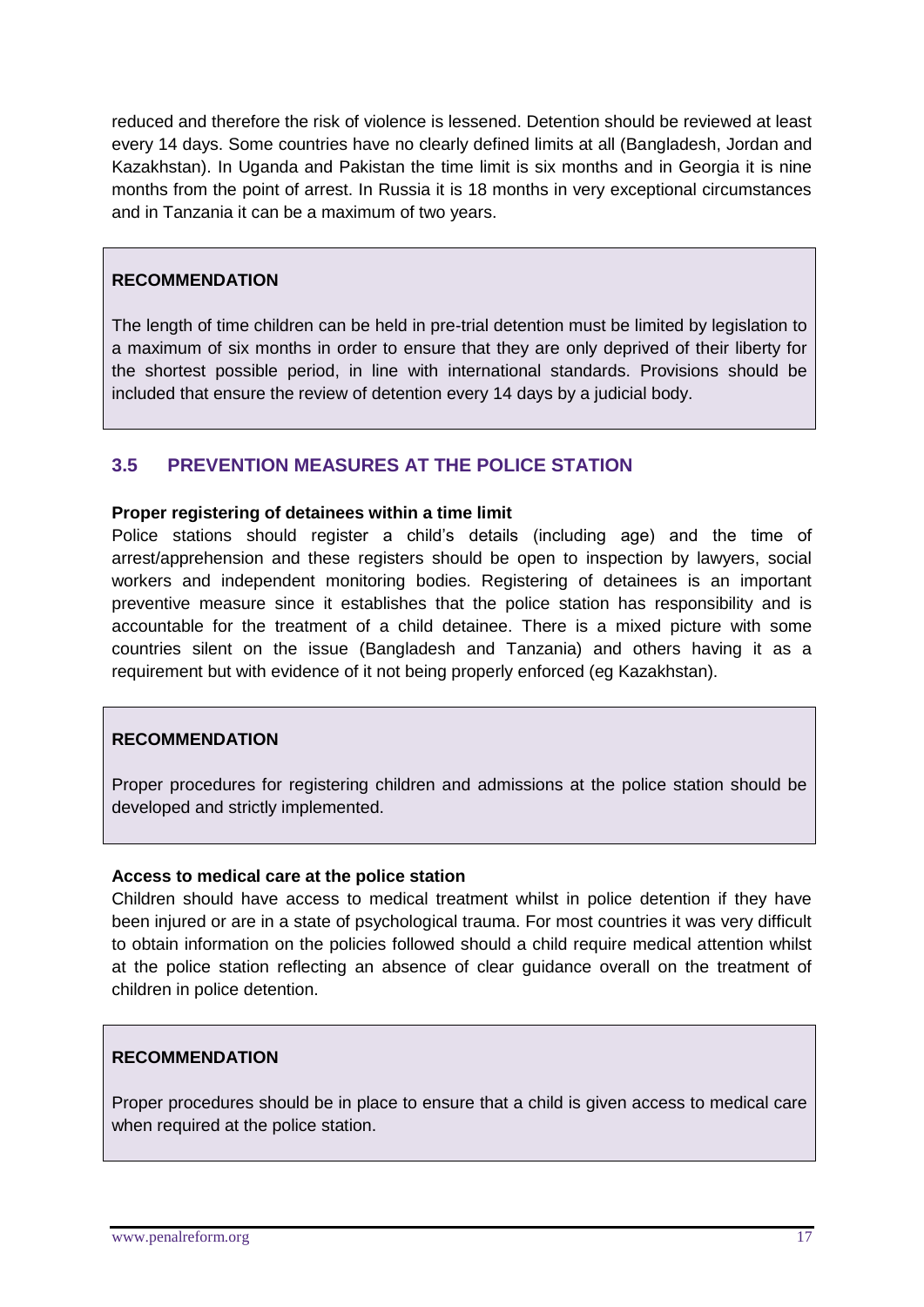reduced and therefore the risk of violence is lessened. Detention should be reviewed at least every 14 days. Some countries have no clearly defined limits at all (Bangladesh, Jordan and Kazakhstan). In Uganda and Pakistan the time limit is six months and in Georgia it is nine months from the point of arrest. In Russia it is 18 months in very exceptional circumstances and in Tanzania it can be a maximum of two years.

> **RECOMMENDATION**
>
> The length of time children can be held in pre-trial detention must be limited by legislation to a maximum of six months in order to ensure that they are only deprived of their liberty for the shortest possible period, in line with international standards. Provisions should be included that ensure the review of detention every 14 days by a judicial body.

## 3.5 PREVENTION MEASURES AT THE POLICE STATION

**Proper registering of detainees within a time limit**

Police stations should register a child's details (including age) and the time of arrest/apprehension and these registers should be open to inspection by lawyers, social workers and independent monitoring bodies. Registering of detainees is an important preventive measure since it establishes that the police station has responsibility and is accountable for the treatment of a child detainee. There is a mixed picture with some countries silent on the issue (Bangladesh and Tanzania) and others having it as a requirement but with evidence of it not being properly enforced (eg Kazakhstan).

> **RECOMMENDATION**
>
> Proper procedures for registering children and admissions at the police station should be developed and strictly implemented.

**Access to medical care at the police station**

Children should have access to medical treatment whilst in police detention if they have been injured or are in a state of psychological trauma. For most countries it was very difficult to obtain information on the policies followed should a child require medical attention whilst at the police station reflecting an absence of clear guidance overall on the treatment of children in police detention.

> **RECOMMENDATION**
>
> Proper procedures should be in place to ensure that a child is given access to medical care when required at the police station.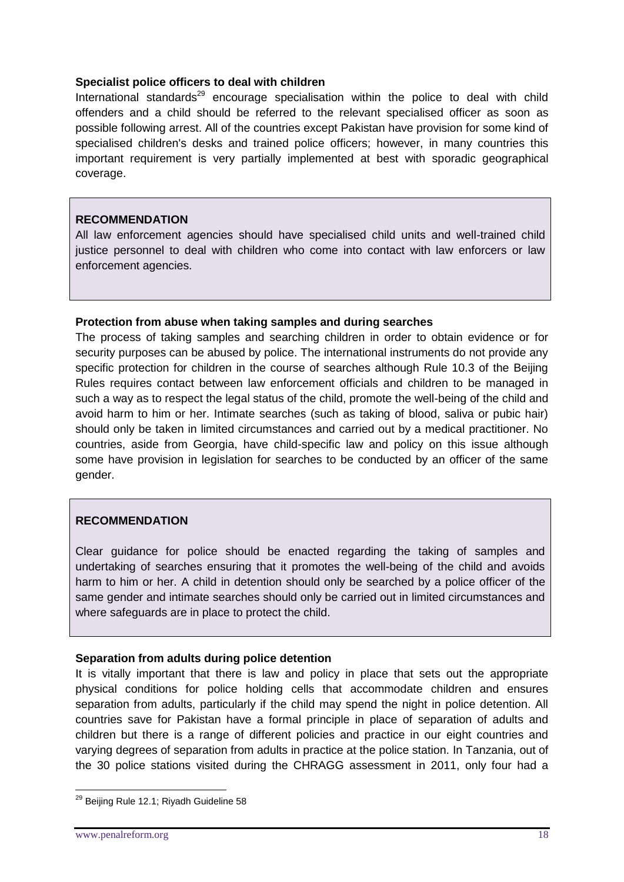**Specialist police officers to deal with children**

International standards[29] encourage specialisation within the police to deal with child offenders and a child should be referred to the relevant specialised officer as soon as possible following arrest. All of the countries except Pakistan have provision for some kind of specialised children's desks and trained police officers; however, in many countries this important requirement is very partially implemented at best with sporadic geographical coverage.

**RECOMMENDATION**

All law enforcement agencies should have specialised child units and well-trained child justice personnel to deal with children who come into contact with law enforcers or law enforcement agencies.

**Protection from abuse when taking samples and during searches**

The process of taking samples and searching children in order to obtain evidence or for security purposes can be abused by police. The international instruments do not provide any specific protection for children in the course of searches although Rule 10.3 of the Beijing Rules requires contact between law enforcement officials and children to be managed in such a way as to respect the legal status of the child, promote the well-being of the child and avoid harm to him or her. Intimate searches (such as taking of blood, saliva or pubic hair) should only be taken in limited circumstances and carried out by a medical practitioner. No countries, aside from Georgia, have child-specific law and policy on this issue although some have provision in legislation for searches to be conducted by an officer of the same gender.

**RECOMMENDATION**

Clear guidance for police should be enacted regarding the taking of samples and undertaking of searches ensuring that it promotes the well-being of the child and avoids harm to him or her. A child in detention should only be searched by a police officer of the same gender and intimate searches should only be carried out in limited circumstances and where safeguards are in place to protect the child.

**Separation from adults during police detention**

It is vitally important that there is law and policy in place that sets out the appropriate physical conditions for police holding cells that accommodate children and ensures separation from adults, particularly if the child may spend the night in police detention. All countries save for Pakistan have a formal principle in place of separation of adults and children but there is a range of different policies and practice in our eight countries and varying degrees of separation from adults in practice at the police station. In Tanzania, out of the 30 police stations visited during the CHRAGG assessment in 2011, only four had a

[29] Beijing Rule 12.1; Riyadh Guideline 58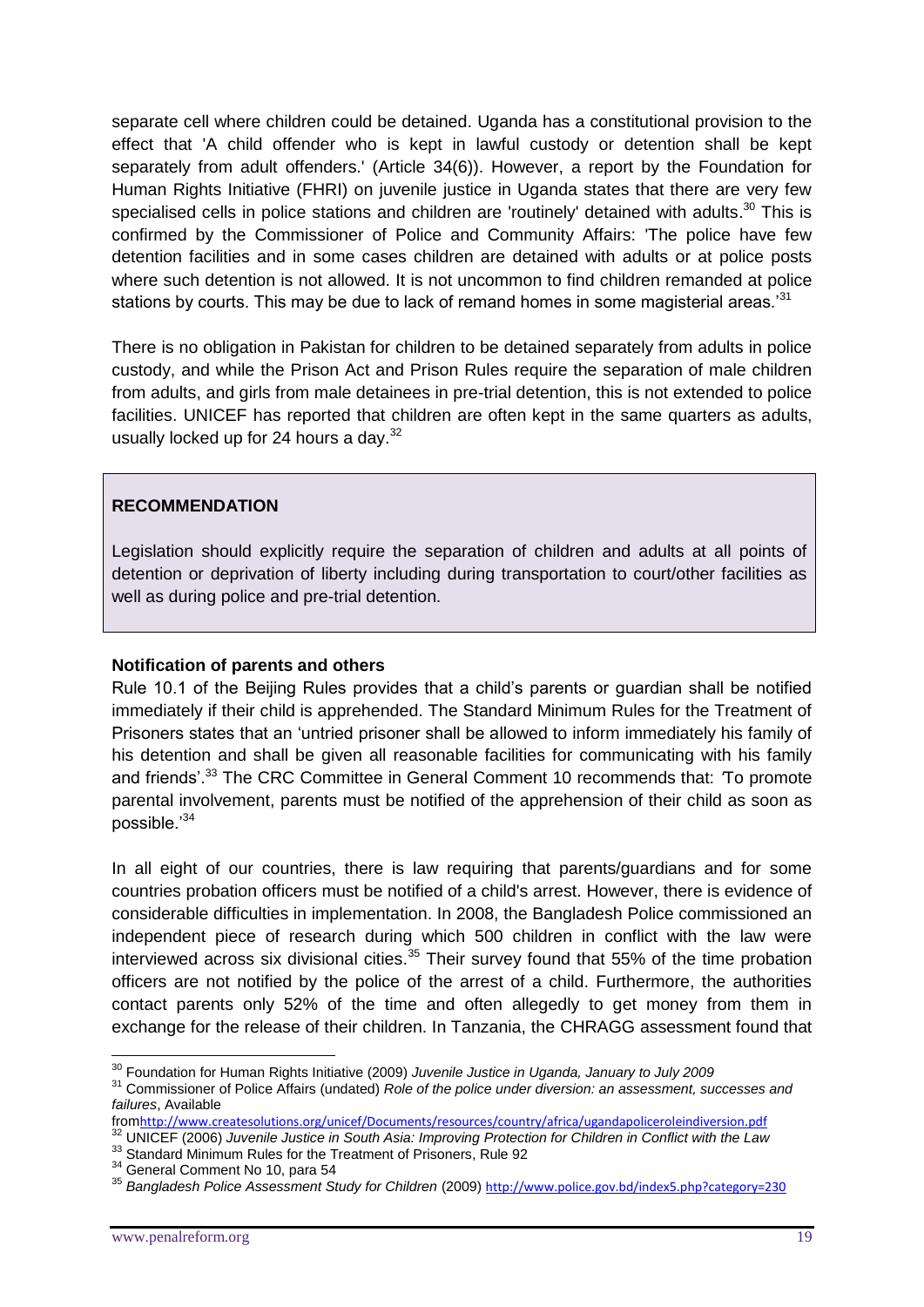separate cell where children could be detained. Uganda has a constitutional provision to the effect that 'A child offender who is kept in lawful custody or detention shall be kept separately from adult offenders.' (Article 34(6)). However, a report by the Foundation for Human Rights Initiative (FHRI) on juvenile justice in Uganda states that there are very few specialised cells in police stations and children are 'routinely' detained with adults.[30] This is confirmed by the Commissioner of Police and Community Affairs: 'The police have few detention facilities and in some cases children are detained with adults or at police posts where such detention is not allowed. It is not uncommon to find children remanded at police stations by courts. This may be due to lack of remand homes in some magisterial areas.'[31]

There is no obligation in Pakistan for children to be detained separately from adults in police custody, and while the Prison Act and Prison Rules require the separation of male children from adults, and girls from male detainees in pre-trial detention, this is not extended to police facilities. UNICEF has reported that children are often kept in the same quarters as adults, usually locked up for 24 hours a day.[32]

> **RECOMMENDATION**
>
> Legislation should explicitly require the separation of children and adults at all points of detention or deprivation of liberty including during transportation to court/other facilities as well as during police and pre-trial detention.

**Notification of parents and others**

Rule 10.1 of the Beijing Rules provides that a child's parents or guardian shall be notified immediately if their child is apprehended. The Standard Minimum Rules for the Treatment of Prisoners states that an 'untried prisoner shall be allowed to inform immediately his family of his detention and shall be given all reasonable facilities for communicating with his family and friends'.[33] The CRC Committee in General Comment 10 recommends that: 'To promote parental involvement, parents must be notified of the apprehension of their child as soon as possible.'[34]

In all eight of our countries, there is law requiring that parents/guardians and for some countries probation officers must be notified of a child's arrest. However, there is evidence of considerable difficulties in implementation. In 2008, the Bangladesh Police commissioned an independent piece of research during which 500 children in conflict with the law were interviewed across six divisional cities.[35] Their survey found that 55% of the time probation officers are not notified by the police of the arrest of a child. Furthermore, the authorities contact parents only 52% of the time and often allegedly to get money from them in exchange for the release of their children. In Tanzania, the CHRAGG assessment found that

---

[30] Foundation for Human Rights Initiative (2009) *Juvenile Justice in Uganda, January to July 2009*

[31] Commissioner of Police Affairs (undated) *Role of the police under diversion: an assessment, successes and failures*, Available from http://www.createsolutions.org/unicef/Documents/resources/country/africa/ugandapoliceroleindiversion.pdf

[32] UNICEF (2006) *Juvenile Justice in South Asia: Improving Protection for Children in Conflict with the Law*

[33] Standard Minimum Rules for the Treatment of Prisoners, Rule 92

[34] General Comment No 10, para 54

[35] *Bangladesh Police Assessment Study for Children* (2009) http://www.police.gov.bd/index5.php?category=230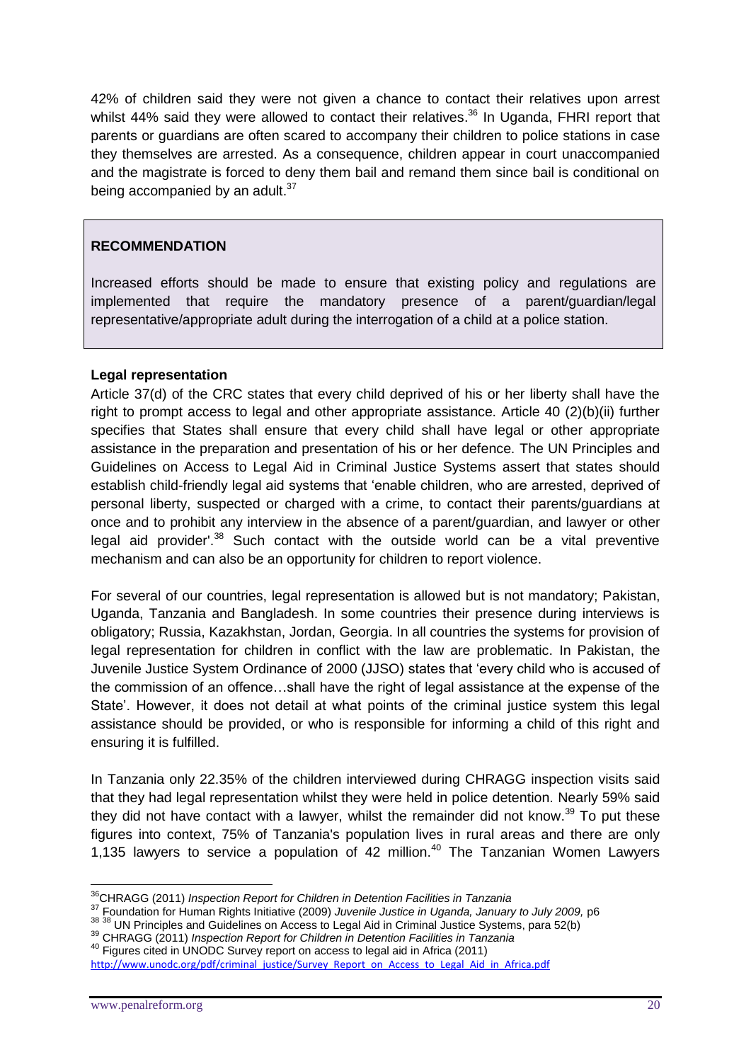42% of children said they were not given a chance to contact their relatives upon arrest whilst 44% said they were allowed to contact their relatives.[36] In Uganda, FHRI report that parents or guardians are often scared to accompany their children to police stations in case they themselves are arrested. As a consequence, children appear in court unaccompanied and the magistrate is forced to deny them bail and remand them since bail is conditional on being accompanied by an adult.[37]

> **RECOMMENDATION**
>
> Increased efforts should be made to ensure that existing policy and regulations are implemented that require the mandatory presence of a parent/guardian/legal representative/appropriate adult during the interrogation of a child at a police station.

**Legal representation**

Article 37(d) of the CRC states that every child deprived of his or her liberty shall have the right to prompt access to legal and other appropriate assistance. Article 40 (2)(b)(ii) further specifies that States shall ensure that every child shall have legal or other appropriate assistance in the preparation and presentation of his or her defence. The UN Principles and Guidelines on Access to Legal Aid in Criminal Justice Systems assert that states should establish child-friendly legal aid systems that 'enable children, who are arrested, deprived of personal liberty, suspected or charged with a crime, to contact their parents/guardians at once and to prohibit any interview in the absence of a parent/guardian, and lawyer or other legal aid provider'.[38] Such contact with the outside world can be a vital preventive mechanism and can also be an opportunity for children to report violence.

For several of our countries, legal representation is allowed but is not mandatory; Pakistan, Uganda, Tanzania and Bangladesh. In some countries their presence during interviews is obligatory; Russia, Kazakhstan, Jordan, Georgia. In all countries the systems for provision of legal representation for children in conflict with the law are problematic. In Pakistan, the Juvenile Justice System Ordinance of 2000 (JJSO) states that 'every child who is accused of the commission of an offence…shall have the right of legal assistance at the expense of the State'. However, it does not detail at what points of the criminal justice system this legal assistance should be provided, or who is responsible for informing a child of this right and ensuring it is fulfilled.

In Tanzania only 22.35% of the children interviewed during CHRAGG inspection visits said that they had legal representation whilst they were held in police detention. Nearly 59% said they did not have contact with a lawyer, whilst the remainder did not know.[39] To put these figures into context, 75% of Tanzania's population lives in rural areas and there are only 1,135 lawyers to service a population of 42 million.[40] The Tanzanian Women Lawyers

---

[36] CHRAGG (2011) *Inspection Report for Children in Detention Facilities in Tanzania*

[37] Foundation for Human Rights Initiative (2009) *Juvenile Justice in Uganda, January to July 2009,* p6

[38] UN Principles and Guidelines on Access to Legal Aid in Criminal Justice Systems, para 52(b)

[39] CHRAGG (2011) *Inspection Report for Children in Detention Facilities in Tanzania*

[40] Figures cited in UNODC Survey report on access to legal aid in Africa (2011) http://www.unodc.org/pdf/criminal_justice/Survey_Report_on_Access_to_Legal_Aid_in_Africa.pdf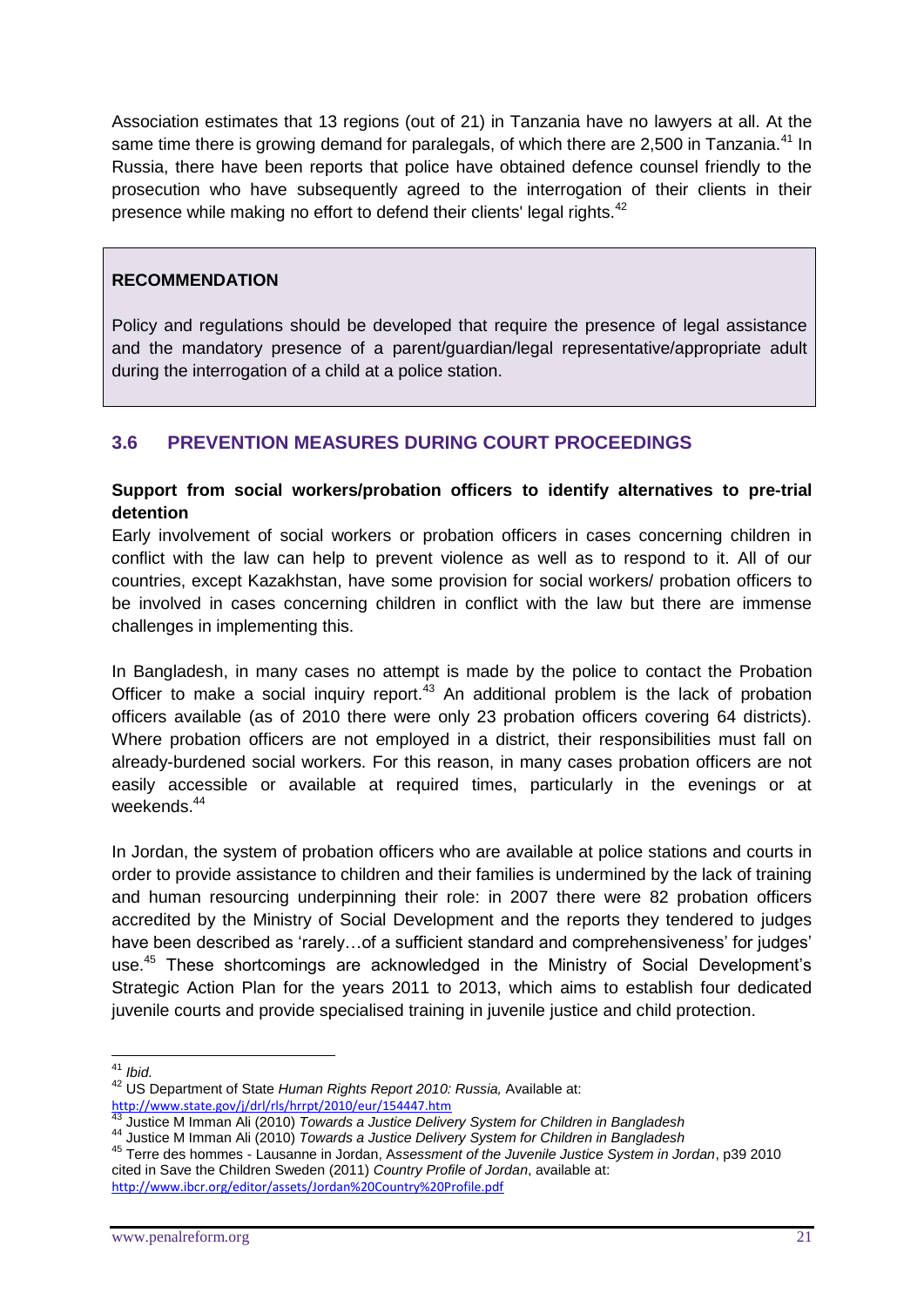Association estimates that 13 regions (out of 21) in Tanzania have no lawyers at all. At the same time there is growing demand for paralegals, of which there are 2,500 in Tanzania.[41] In Russia, there have been reports that police have obtained defence counsel friendly to the prosecution who have subsequently agreed to the interrogation of their clients in their presence while making no effort to defend their clients' legal rights.[42]

> **RECOMMENDATION**
>
> Policy and regulations should be developed that require the presence of legal assistance and the mandatory presence of a parent/guardian/legal representative/appropriate adult during the interrogation of a child at a police station.

### 3.6 PREVENTION MEASURES DURING COURT PROCEEDINGS

**Support from social workers/probation officers to identify alternatives to pre-trial detention**

Early involvement of social workers or probation officers in cases concerning children in conflict with the law can help to prevent violence as well as to respond to it. All of our countries, except Kazakhstan, have some provision for social workers/ probation officers to be involved in cases concerning children in conflict with the law but there are immense challenges in implementing this.

In Bangladesh, in many cases no attempt is made by the police to contact the Probation Officer to make a social inquiry report.[43] An additional problem is the lack of probation officers available (as of 2010 there were only 23 probation officers covering 64 districts). Where probation officers are not employed in a district, their responsibilities must fall on already-burdened social workers. For this reason, in many cases probation officers are not easily accessible or available at required times, particularly in the evenings or at weekends.[44]

In Jordan, the system of probation officers who are available at police stations and courts in order to provide assistance to children and their families is undermined by the lack of training and human resourcing underpinning their role: in 2007 there were 82 probation officers accredited by the Ministry of Social Development and the reports they tendered to judges have been described as 'rarely…of a sufficient standard and comprehensiveness' for judges' use.[45] These shortcomings are acknowledged in the Ministry of Social Development's Strategic Action Plan for the years 2011 to 2013, which aims to establish four dedicated juvenile courts and provide specialised training in juvenile justice and child protection.

---

[41] *Ibid.*

[42] US Department of State *Human Rights Report 2010: Russia,* Available at: http://www.state.gov/j/drl/rls/hrrpt/2010/eur/154447.htm

[43] Justice M Imman Ali (2010) *Towards a Justice Delivery System for Children in Bangladesh*

[44] Justice M Imman Ali (2010) *Towards a Justice Delivery System for Children in Bangladesh*

[45] Terre des hommes - Lausanne in Jordan, A*ssessment of the Juvenile Justice System in Jordan*, p39 2010 cited in Save the Children Sweden (2011) *Country Profile of Jordan*, available at: http://www.ibcr.org/editor/assets/Jordan%20Country%20Profile.pdf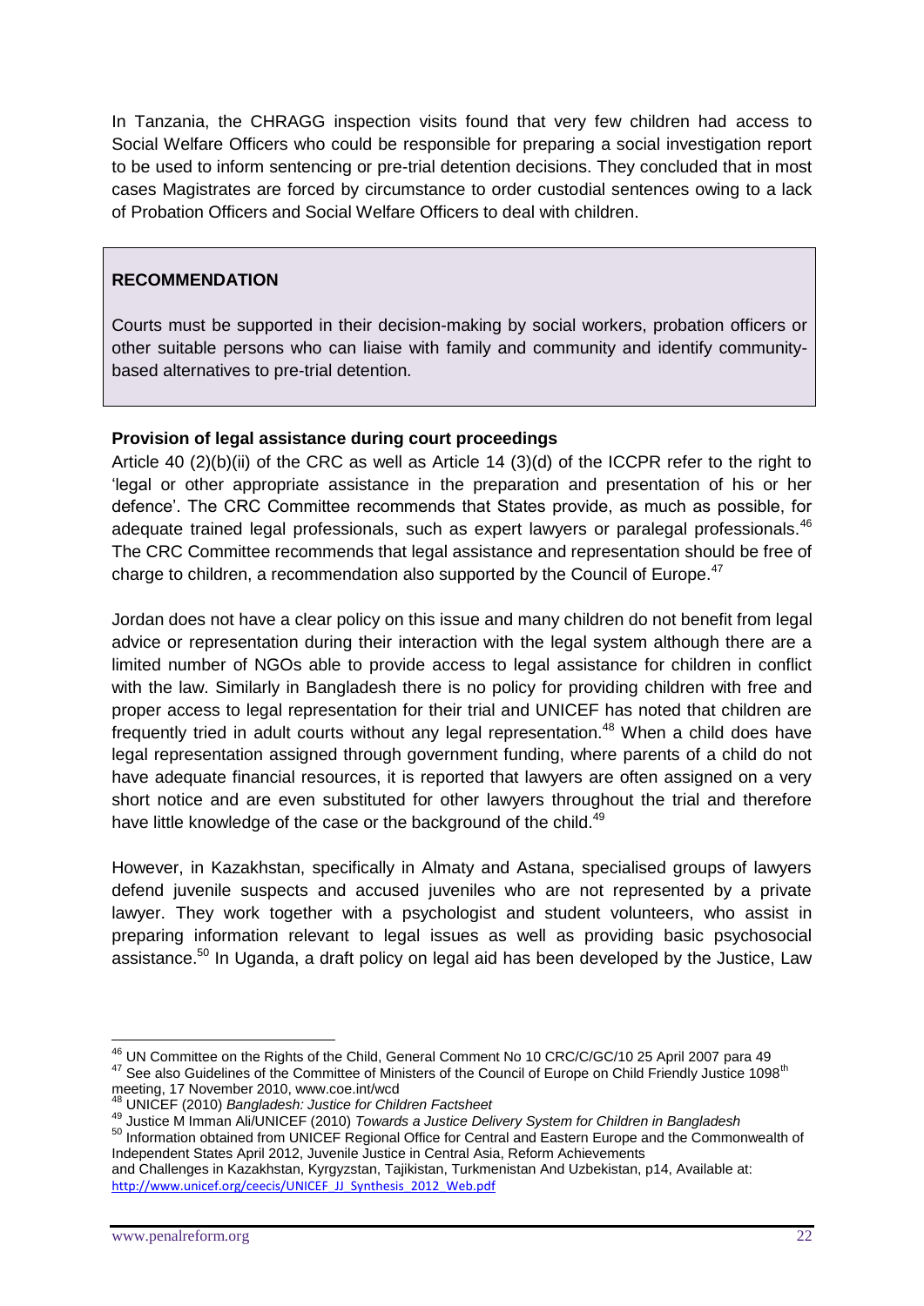In Tanzania, the CHRAGG inspection visits found that very few children had access to Social Welfare Officers who could be responsible for preparing a social investigation report to be used to inform sentencing or pre-trial detention decisions. They concluded that in most cases Magistrates are forced by circumstance to order custodial sentences owing to a lack of Probation Officers and Social Welfare Officers to deal with children.

> **RECOMMENDATION**
>
> Courts must be supported in their decision-making by social workers, probation officers or other suitable persons who can liaise with family and community and identify community-based alternatives to pre-trial detention.

**Provision of legal assistance during court proceedings**

Article 40 (2)(b)(ii) of the CRC as well as Article 14 (3)(d) of the ICCPR refer to the right to 'legal or other appropriate assistance in the preparation and presentation of his or her defence'. The CRC Committee recommends that States provide, as much as possible, for adequate trained legal professionals, such as expert lawyers or paralegal professionals.[46] The CRC Committee recommends that legal assistance and representation should be free of charge to children, a recommendation also supported by the Council of Europe.[47]

Jordan does not have a clear policy on this issue and many children do not benefit from legal advice or representation during their interaction with the legal system although there are a limited number of NGOs able to provide access to legal assistance for children in conflict with the law. Similarly in Bangladesh there is no policy for providing children with free and proper access to legal representation for their trial and UNICEF has noted that children are frequently tried in adult courts without any legal representation.[48] When a child does have legal representation assigned through government funding, where parents of a child do not have adequate financial resources, it is reported that lawyers are often assigned on a very short notice and are even substituted for other lawyers throughout the trial and therefore have little knowledge of the case or the background of the child.[49]

However, in Kazakhstan, specifically in Almaty and Astana, specialised groups of lawyers defend juvenile suspects and accused juveniles who are not represented by a private lawyer. They work together with a psychologist and student volunteers, who assist in preparing information relevant to legal issues as well as providing basic psychosocial assistance.[50] In Uganda, a draft policy on legal aid has been developed by the Justice, Law

---

[46] UN Committee on the Rights of the Child, General Comment No 10 CRC/C/GC/10 25 April 2007 para 49

[47] See also Guidelines of the Committee of Ministers of the Council of Europe on Child Friendly Justice 1098th meeting, 17 November 2010, www.coe.int/wcd

[48] UNICEF (2010) *Bangladesh: Justice for Children Factsheet*

[49] Justice M Imman Ali/UNICEF (2010) *Towards a Justice Delivery System for Children in Bangladesh*

[50] Information obtained from UNICEF Regional Office for Central and Eastern Europe and the Commonwealth of Independent States April 2012, Juvenile Justice in Central Asia, Reform Achievements and Challenges in Kazakhstan, Kyrgyzstan, Tajikistan, Turkmenistan And Uzbekistan, p14, Available at: http://www.unicef.org/ceecis/UNICEF_JJ_Synthesis_2012_Web.pdf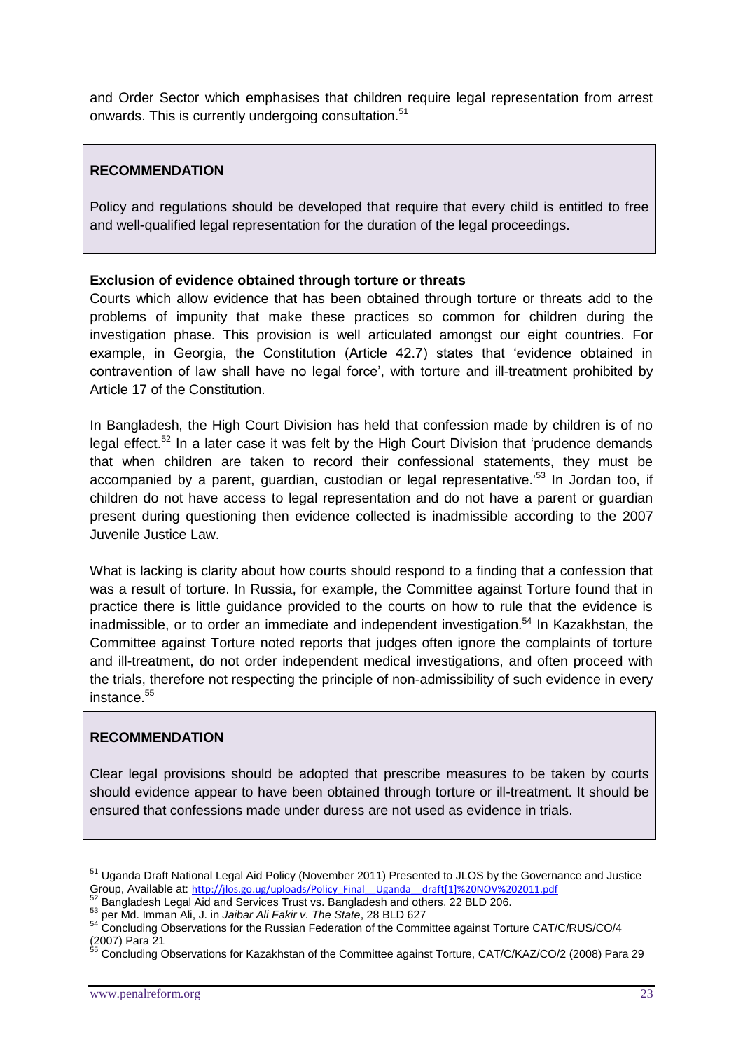and Order Sector which emphasises that children require legal representation from arrest onwards. This is currently undergoing consultation.[51]

> **RECOMMENDATION**
>
> Policy and regulations should be developed that require that every child is entitled to free and well-qualified legal representation for the duration of the legal proceedings.

**Exclusion of evidence obtained through torture or threats**

Courts which allow evidence that has been obtained through torture or threats add to the problems of impunity that make these practices so common for children during the investigation phase. This provision is well articulated amongst our eight countries. For example, in Georgia, the Constitution (Article 42.7) states that 'evidence obtained in contravention of law shall have no legal force', with torture and ill-treatment prohibited by Article 17 of the Constitution.

In Bangladesh, the High Court Division has held that confession made by children is of no legal effect.[52] In a later case it was felt by the High Court Division that 'prudence demands that when children are taken to record their confessional statements, they must be accompanied by a parent, guardian, custodian or legal representative.'[53] In Jordan too, if children do not have access to legal representation and do not have a parent or guardian present during questioning then evidence collected is inadmissible according to the 2007 Juvenile Justice Law.

What is lacking is clarity about how courts should respond to a finding that a confession that was a result of torture. In Russia, for example, the Committee against Torture found that in practice there is little guidance provided to the courts on how to rule that the evidence is inadmissible, or to order an immediate and independent investigation.[54] In Kazakhstan, the Committee against Torture noted reports that judges often ignore the complaints of torture and ill-treatment, do not order independent medical investigations, and often proceed with the trials, therefore not respecting the principle of non-admissibility of such evidence in every instance.[55]

> **RECOMMENDATION**
>
> Clear legal provisions should be adopted that prescribe measures to be taken by courts should evidence appear to have been obtained through torture or ill-treatment. It should be ensured that confessions made under duress are not used as evidence in trials.

---

[51] Uganda Draft National Legal Aid Policy (November 2011) Presented to JLOS by the Governance and Justice Group, Available at: http://jlos.go.ug/uploads/Policy_Final__Uganda__draft[1]%20NOV%202011.pdf

[52] Bangladesh Legal Aid and Services Trust vs. Bangladesh and others, 22 BLD 206.

[53] per Md. Imman Ali, J. in *Jaibar Ali Fakir v. The State*, 28 BLD 627

[54] Concluding Observations for the Russian Federation of the Committee against Torture CAT/C/RUS/CO/4 (2007) Para 21

[55] Concluding Observations for Kazakhstan of the Committee against Torture, CAT/C/KAZ/CO/2 (2008) Para 29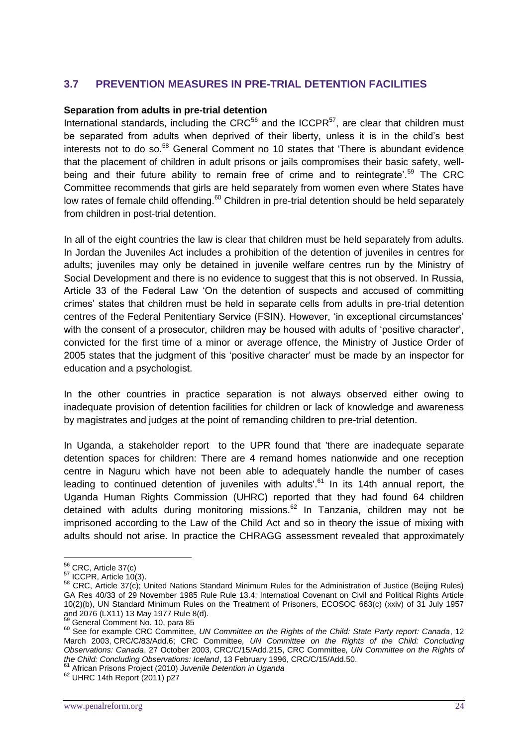## 3.7 PREVENTION MEASURES IN PRE-TRIAL DETENTION FACILITIES

**Separation from adults in pre-trial detention**

International standards, including the CRC[56] and the ICCPR[57], are clear that children must be separated from adults when deprived of their liberty, unless it is in the child's best interests not to do so.[58] General Comment no 10 states that 'There is abundant evidence that the placement of children in adult prisons or jails compromises their basic safety, well-being and their future ability to remain free of crime and to reintegrate'.[59] The CRC Committee recommends that girls are held separately from women even where States have low rates of female child offending.[60] Children in pre-trial detention should be held separately from children in post-trial detention.

In all of the eight countries the law is clear that children must be held separately from adults. In Jordan the Juveniles Act includes a prohibition of the detention of juveniles in centres for adults; juveniles may only be detained in juvenile welfare centres run by the Ministry of Social Development and there is no evidence to suggest that this is not observed. In Russia, Article 33 of the Federal Law 'On the detention of suspects and accused of committing crimes' states that children must be held in separate cells from adults in pre-trial detention centres of the Federal Penitentiary Service (FSIN). However, 'in exceptional circumstances' with the consent of a prosecutor, children may be housed with adults of 'positive character', convicted for the first time of a minor or average offence, the Ministry of Justice Order of 2005 states that the judgment of this 'positive character' must be made by an inspector for education and a psychologist.

In the other countries in practice separation is not always observed either owing to inadequate provision of detention facilities for children or lack of knowledge and awareness by magistrates and judges at the point of remanding children to pre-trial detention.

In Uganda, a stakeholder report to the UPR found that 'there are inadequate separate detention spaces for children: There are 4 remand homes nationwide and one reception centre in Naguru which have not been able to adequately handle the number of cases leading to continued detention of juveniles with adults'.[61] In its 14th annual report, the Uganda Human Rights Commission (UHRC) reported that they had found 64 children detained with adults during monitoring missions.[62] In Tanzania, children may not be imprisoned according to the Law of the Child Act and so in theory the issue of mixing with adults should not arise. In practice the CHRAGG assessment revealed that approximately

---

[56] CRC, Article 37(c)

[57] ICCPR, Article 10(3).

[58] CRC, Article 37(c); United Nations Standard Minimum Rules for the Administration of Justice (Beijing Rules) GA Res 40/33 of 29 November 1985 Rule Rule 13.4; Internatioal Covenant on Civil and Political Rights Article 10(2)(b), UN Standard Minimum Rules on the Treatment of Prisoners, ECOSOC 663(c) (xxiv) of 31 July 1957 and 2076 (LX11) 13 May 1977 Rule 8(d).

[59] General Comment No. 10, para 85

[60] See for example CRC Committee, *UN Committee on the Rights of the Child: State Party report: Canada*, 12 March 2003, CRC/C/83/Add.6; CRC Committee*, UN Committee on the Rights of the Child: Concluding Observations: Canada*, 27 October 2003, CRC/C/15/Add.215, CRC Committee*, UN Committee on the Rights of the Child: Concluding Observations: Iceland*, 13 February 1996, CRC/C/15/Add.50.

[61] African Prisons Project (2010) *Juvenile Detention in Uganda*

[62] UHRC 14th Report (2011) p27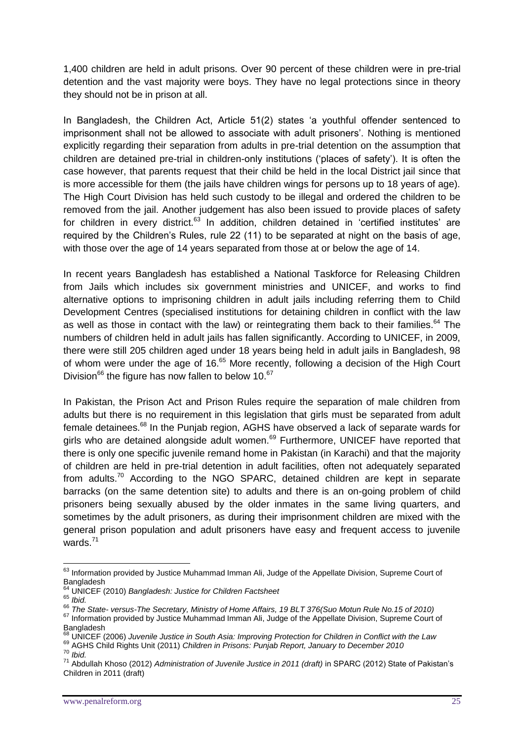1,400 children are held in adult prisons. Over 90 percent of these children were in pre-trial detention and the vast majority were boys. They have no legal protections since in theory they should not be in prison at all.

In Bangladesh, the Children Act, Article 51(2) states 'a youthful offender sentenced to imprisonment shall not be allowed to associate with adult prisoners'. Nothing is mentioned explicitly regarding their separation from adults in pre-trial detention on the assumption that children are detained pre-trial in children-only institutions ('places of safety'). It is often the case however, that parents request that their child be held in the local District jail since that is more accessible for them (the jails have children wings for persons up to 18 years of age). The High Court Division has held such custody to be illegal and ordered the children to be removed from the jail. Another judgement has also been issued to provide places of safety for children in every district.[63] In addition, children detained in 'certified institutes' are required by the Children's Rules, rule 22 (11) to be separated at night on the basis of age, with those over the age of 14 years separated from those at or below the age of 14.

In recent years Bangladesh has established a National Taskforce for Releasing Children from Jails which includes six government ministries and UNICEF, and works to find alternative options to imprisoning children in adult jails including referring them to Child Development Centres (specialised institutions for detaining children in conflict with the law as well as those in contact with the law) or reintegrating them back to their families.[64] The numbers of children held in adult jails has fallen significantly. According to UNICEF, in 2009, there were still 205 children aged under 18 years being held in adult jails in Bangladesh, 98 of whom were under the age of 16.[65] More recently, following a decision of the High Court Division[66] the figure has now fallen to below 10.[67]

In Pakistan, the Prison Act and Prison Rules require the separation of male children from adults but there is no requirement in this legislation that girls must be separated from adult female detainees.[68] In the Punjab region, AGHS have observed a lack of separate wards for girls who are detained alongside adult women.[69] Furthermore, UNICEF have reported that there is only one specific juvenile remand home in Pakistan (in Karachi) and that the majority of children are held in pre-trial detention in adult facilities, often not adequately separated from adults.[70] According to the NGO SPARC, detained children are kept in separate barracks (on the same detention site) to adults and there is an on-going problem of child prisoners being sexually abused by the older inmates in the same living quarters, and sometimes by the adult prisoners, as during their imprisonment children are mixed with the general prison population and adult prisoners have easy and frequent access to juvenile wards.[71]

---

[63] Information provided by Justice Muhammad Imman Ali, Judge of the Appellate Division, Supreme Court of Bangladesh

[64] UNICEF (2010) *Bangladesh: Justice for Children Factsheet*

[65] *Ibid.*

[66] *The State- versus-The Secretary, Ministry of Home Affairs, 19 BLT 376(Suo Motun Rule No.15 of 2010)*

[67] Information provided by Justice Muhammad Imman Ali, Judge of the Appellate Division, Supreme Court of Bangladesh

[68] UNICEF (2006) *Juvenile Justice in South Asia: Improving Protection for Children in Conflict with the Law*

[69] AGHS Child Rights Unit (2011) *Children in Prisons: Punjab Report, January to December 2010*

[70] *Ibid.*

[71] Abdullah Khoso (2012) *Administration of Juvenile Justice in 2011 (draft)* in SPARC (2012) State of Pakistan's Children in 2011 (draft)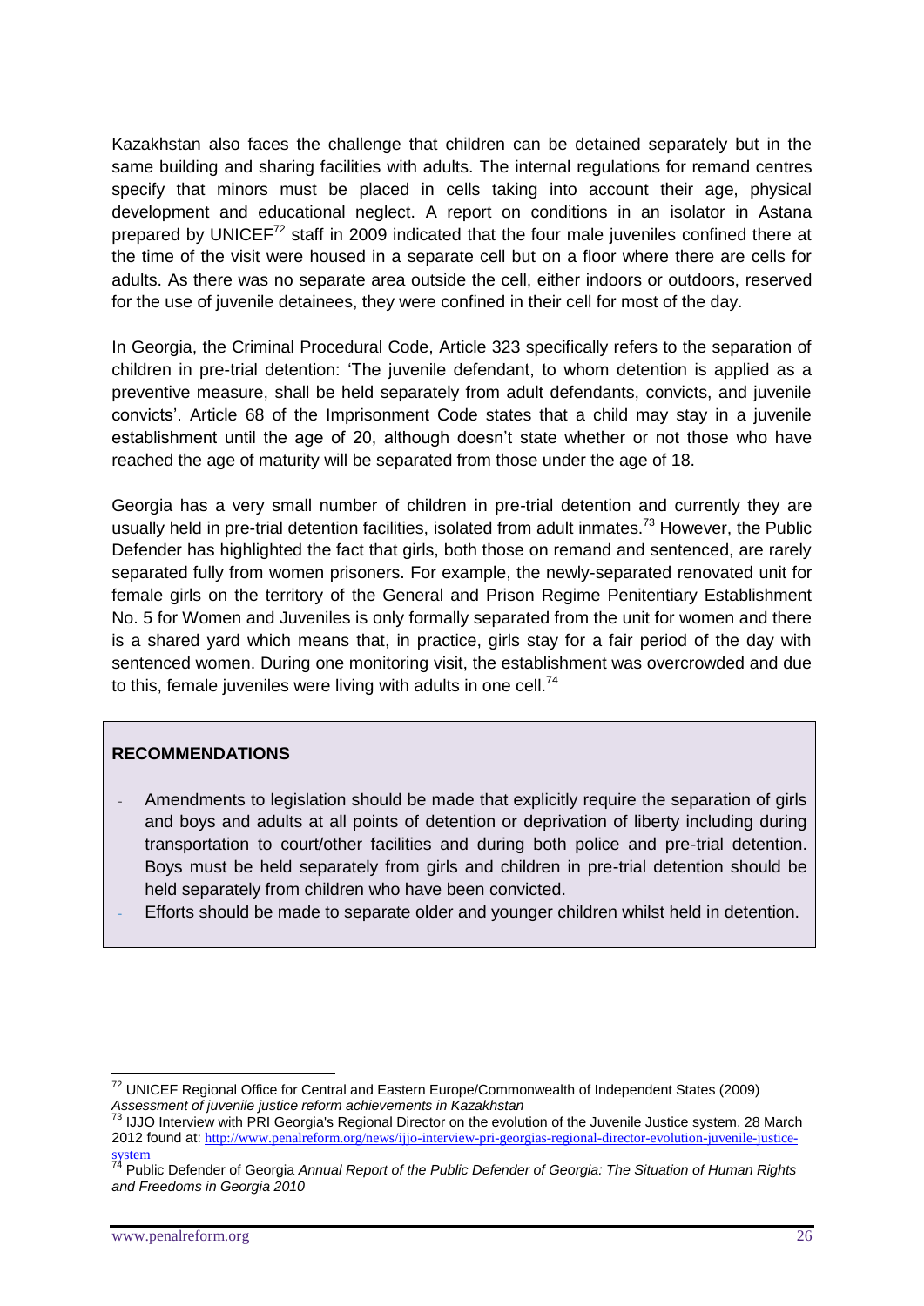Kazakhstan also faces the challenge that children can be detained separately but in the same building and sharing facilities with adults. The internal regulations for remand centres specify that minors must be placed in cells taking into account their age, physical development and educational neglect. A report on conditions in an isolator in Astana prepared by UNICEF[72] staff in 2009 indicated that the four male juveniles confined there at the time of the visit were housed in a separate cell but on a floor where there are cells for adults. As there was no separate area outside the cell, either indoors or outdoors, reserved for the use of juvenile detainees, they were confined in their cell for most of the day.

In Georgia, the Criminal Procedural Code, Article 323 specifically refers to the separation of children in pre-trial detention: 'The juvenile defendant, to whom detention is applied as a preventive measure, shall be held separately from adult defendants, convicts, and juvenile convicts'. Article 68 of the Imprisonment Code states that a child may stay in a juvenile establishment until the age of 20, although doesn't state whether or not those who have reached the age of maturity will be separated from those under the age of 18.

Georgia has a very small number of children in pre-trial detention and currently they are usually held in pre-trial detention facilities, isolated from adult inmates.[73] However, the Public Defender has highlighted the fact that girls, both those on remand and sentenced, are rarely separated fully from women prisoners. For example, the newly-separated renovated unit for female girls on the territory of the General and Prison Regime Penitentiary Establishment No. 5 for Women and Juveniles is only formally separated from the unit for women and there is a shared yard which means that, in practice, girls stay for a fair period of the day with sentenced women. During one monitoring visit, the establishment was overcrowded and due to this, female juveniles were living with adults in one cell.[74]

**RECOMMENDATIONS**

- Amendments to legislation should be made that explicitly require the separation of girls and boys and adults at all points of detention or deprivation of liberty including during transportation to court/other facilities and during both police and pre-trial detention. Boys must be held separately from girls and children in pre-trial detention should be held separately from children who have been convicted.
- Efforts should be made to separate older and younger children whilst held in detention.

---

[72] UNICEF Regional Office for Central and Eastern Europe/Commonwealth of Independent States (2009) *Assessment of juvenile justice reform achievements in Kazakhstan*

[73] IJJO Interview with PRI Georgia's Regional Director on the evolution of the Juvenile Justice system, 28 March 2012 found at: http://www.penalreform.org/news/ijjo-interview-pri-georgias-regional-director-evolution-juvenile-justice-system

[74] Public Defender of Georgia *Annual Report of the Public Defender of Georgia: The Situation of Human Rights and Freedoms in Georgia 2010*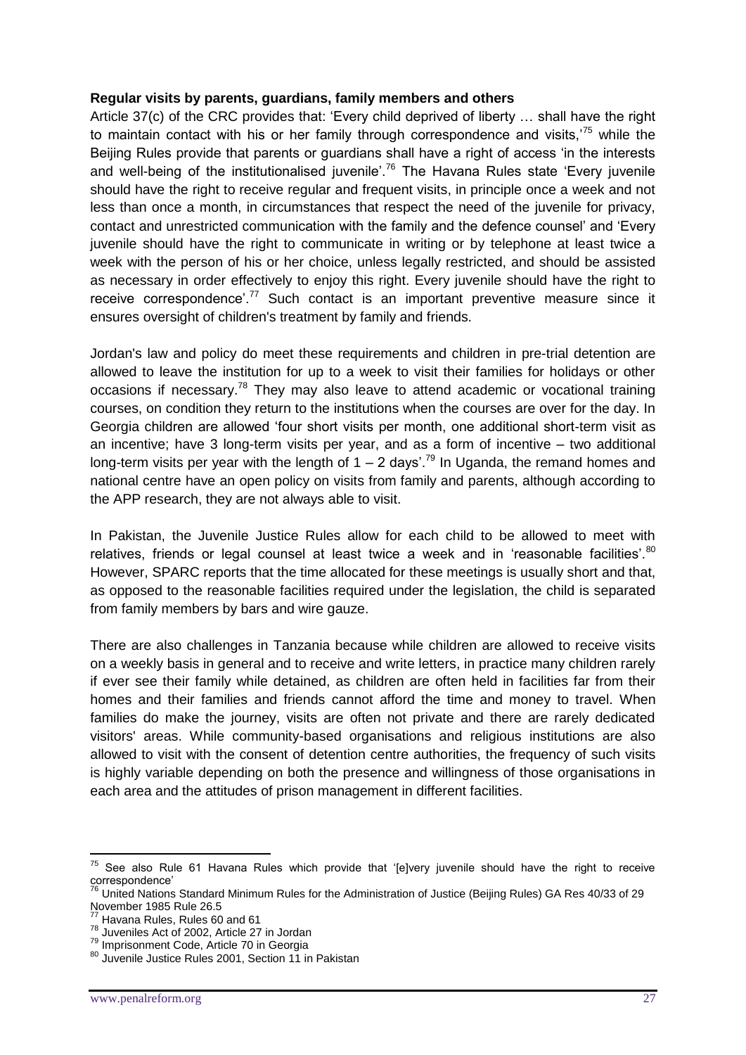**Regular visits by parents, guardians, family members and others**

Article 37(c) of the CRC provides that: 'Every child deprived of liberty … shall have the right to maintain contact with his or her family through correspondence and visits,'[75] while the Beijing Rules provide that parents or guardians shall have a right of access 'in the interests and well-being of the institutionalised juvenile'.[76] The Havana Rules state 'Every juvenile should have the right to receive regular and frequent visits, in principle once a week and not less than once a month, in circumstances that respect the need of the juvenile for privacy, contact and unrestricted communication with the family and the defence counsel' and 'Every juvenile should have the right to communicate in writing or by telephone at least twice a week with the person of his or her choice, unless legally restricted, and should be assisted as necessary in order effectively to enjoy this right. Every juvenile should have the right to receive correspondence'.[77] Such contact is an important preventive measure since it ensures oversight of children's treatment by family and friends.

Jordan's law and policy do meet these requirements and children in pre-trial detention are allowed to leave the institution for up to a week to visit their families for holidays or other occasions if necessary.[78] They may also leave to attend academic or vocational training courses, on condition they return to the institutions when the courses are over for the day. In Georgia children are allowed 'four short visits per month, one additional short-term visit as an incentive; have 3 long-term visits per year, and as a form of incentive – two additional long-term visits per year with the length of 1 – 2 days'.[79] In Uganda, the remand homes and national centre have an open policy on visits from family and parents, although according to the APP research, they are not always able to visit.

In Pakistan, the Juvenile Justice Rules allow for each child to be allowed to meet with relatives, friends or legal counsel at least twice a week and in 'reasonable facilities'.[80] However, SPARC reports that the time allocated for these meetings is usually short and that, as opposed to the reasonable facilities required under the legislation, the child is separated from family members by bars and wire gauze.

There are also challenges in Tanzania because while children are allowed to receive visits on a weekly basis in general and to receive and write letters, in practice many children rarely if ever see their family while detained, as children are often held in facilities far from their homes and their families and friends cannot afford the time and money to travel. When families do make the journey, visits are often not private and there are rarely dedicated visitors' areas. While community-based organisations and religious institutions are also allowed to visit with the consent of detention centre authorities, the frequency of such visits is highly variable depending on both the presence and willingness of those organisations in each area and the attitudes of prison management in different facilities.

---

[75] See also Rule 61 Havana Rules which provide that '[e]very juvenile should have the right to receive correspondence'

[76] United Nations Standard Minimum Rules for the Administration of Justice (Beijing Rules) GA Res 40/33 of 29 November 1985 Rule 26.5

[77] Havana Rules, Rules 60 and 61

[78] Juveniles Act of 2002, Article 27 in Jordan

[79] Imprisonment Code, Article 70 in Georgia

[80] Juvenile Justice Rules 2001, Section 11 in Pakistan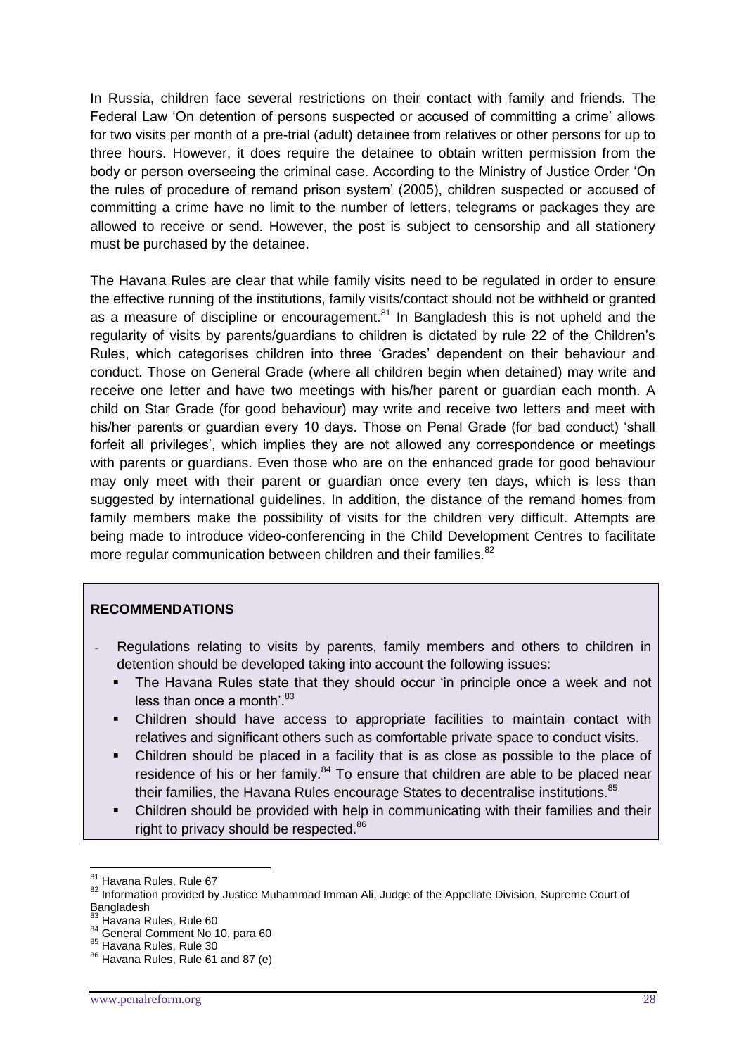In Russia, children face several restrictions on their contact with family and friends. The Federal Law 'On detention of persons suspected or accused of committing a crime' allows for two visits per month of a pre-trial (adult) detainee from relatives or other persons for up to three hours. However, it does require the detainee to obtain written permission from the body or person overseeing the criminal case. According to the Ministry of Justice Order 'On the rules of procedure of remand prison system' (2005), children suspected or accused of committing a crime have no limit to the number of letters, telegrams or packages they are allowed to receive or send. However, the post is subject to censorship and all stationery must be purchased by the detainee.

The Havana Rules are clear that while family visits need to be regulated in order to ensure the effective running of the institutions, family visits/contact should not be withheld or granted as a measure of discipline or encouragement.[81] In Bangladesh this is not upheld and the regularity of visits by parents/guardians to children is dictated by rule 22 of the Children's Rules, which categorises children into three 'Grades' dependent on their behaviour and conduct. Those on General Grade (where all children begin when detained) may write and receive one letter and have two meetings with his/her parent or guardian each month. A child on Star Grade (for good behaviour) may write and receive two letters and meet with his/her parents or guardian every 10 days. Those on Penal Grade (for bad conduct) 'shall forfeit all privileges', which implies they are not allowed any correspondence or meetings with parents or guardians. Even those who are on the enhanced grade for good behaviour may only meet with their parent or guardian once every ten days, which is less than suggested by international guidelines. In addition, the distance of the remand homes from family members make the possibility of visits for the children very difficult. Attempts are being made to introduce video-conferencing in the Child Development Centres to facilitate more regular communication between children and their families.[82]

**RECOMMENDATIONS**

- Regulations relating to visits by parents, family members and others to children in detention should be developed taking into account the following issues:
  - The Havana Rules state that they should occur 'in principle once a week and not less than once a month'.[83]
  - Children should have access to appropriate facilities to maintain contact with relatives and significant others such as comfortable private space to conduct visits.
  - Children should be placed in a facility that is as close as possible to the place of residence of his or her family.[84] To ensure that children are able to be placed near their families, the Havana Rules encourage States to decentralise institutions.[85]
  - Children should be provided with help in communicating with their families and their right to privacy should be respected.[86]

---

[81] Havana Rules, Rule 67

[82] Information provided by Justice Muhammad Imman Ali, Judge of the Appellate Division, Supreme Court of Bangladesh

[83] Havana Rules, Rule 60

[84] General Comment No 10, para 60

[85] Havana Rules, Rule 30

[86] Havana Rules, Rule 61 and 87 (e)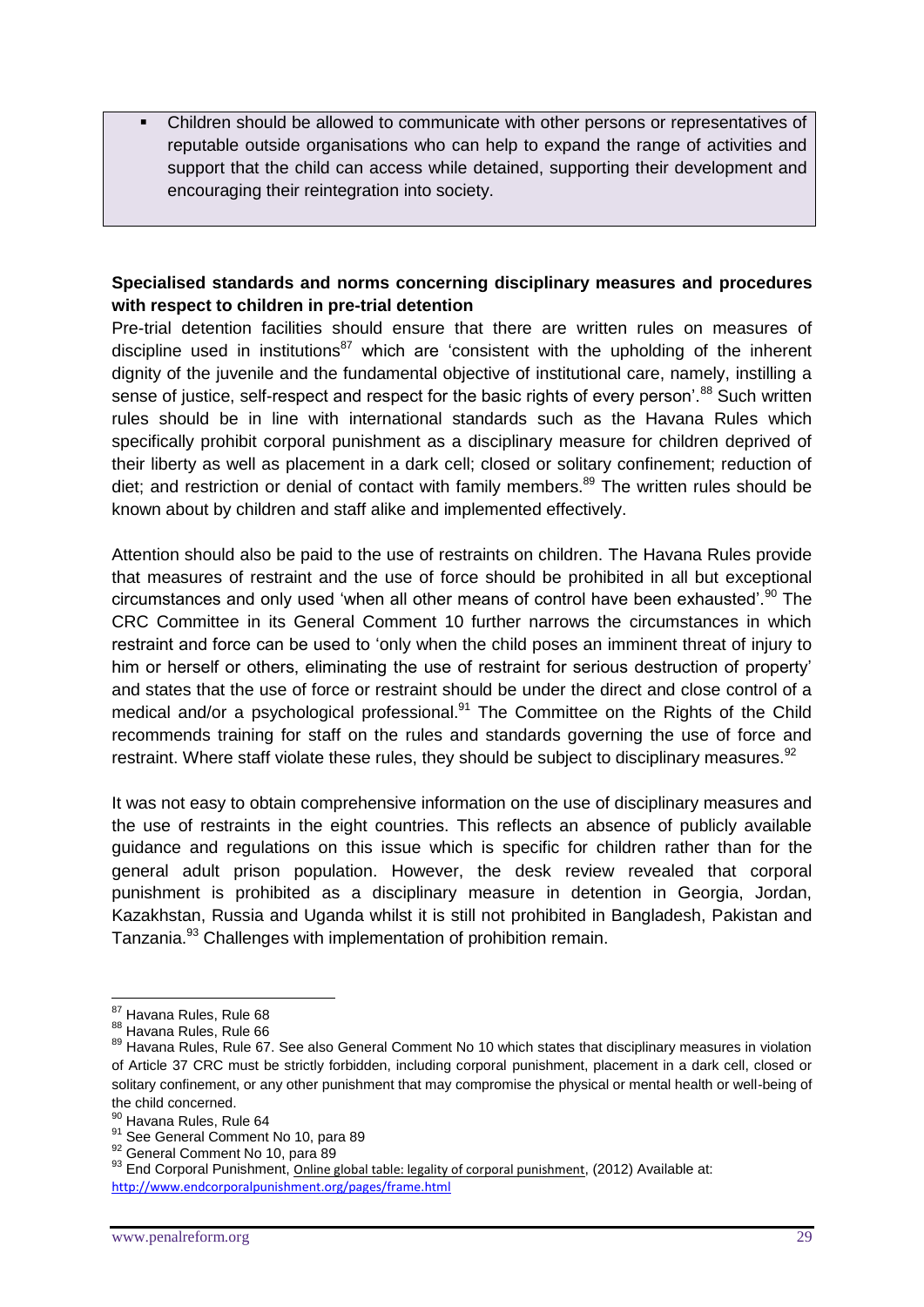- Children should be allowed to communicate with other persons or representatives of reputable outside organisations who can help to expand the range of activities and support that the child can access while detained, supporting their development and encouraging their reintegration into society.

**Specialised standards and norms concerning disciplinary measures and procedures with respect to children in pre-trial detention**

Pre-trial detention facilities should ensure that there are written rules on measures of discipline used in institutions[87] which are 'consistent with the upholding of the inherent dignity of the juvenile and the fundamental objective of institutional care, namely, instilling a sense of justice, self-respect and respect for the basic rights of every person'.[88] Such written rules should be in line with international standards such as the Havana Rules which specifically prohibit corporal punishment as a disciplinary measure for children deprived of their liberty as well as placement in a dark cell; closed or solitary confinement; reduction of diet; and restriction or denial of contact with family members.[89] The written rules should be known about by children and staff alike and implemented effectively.

Attention should also be paid to the use of restraints on children. The Havana Rules provide that measures of restraint and the use of force should be prohibited in all but exceptional circumstances and only used 'when all other means of control have been exhausted'.[90] The CRC Committee in its General Comment 10 further narrows the circumstances in which restraint and force can be used to 'only when the child poses an imminent threat of injury to him or herself or others, eliminating the use of restraint for serious destruction of property' and states that the use of force or restraint should be under the direct and close control of a medical and/or a psychological professional.[91] The Committee on the Rights of the Child recommends training for staff on the rules and standards governing the use of force and restraint. Where staff violate these rules, they should be subject to disciplinary measures.[92]

It was not easy to obtain comprehensive information on the use of disciplinary measures and the use of restraints in the eight countries. This reflects an absence of publicly available guidance and regulations on this issue which is specific for children rather than for the general adult prison population. However, the desk review revealed that corporal punishment is prohibited as a disciplinary measure in detention in Georgia, Jordan, Kazakhstan, Russia and Uganda whilst it is still not prohibited in Bangladesh, Pakistan and Tanzania.[93] Challenges with implementation of prohibition remain.

---

[87] Havana Rules, Rule 68

[88] Havana Rules, Rule 66

[89] Havana Rules, Rule 67. See also General Comment No 10 which states that disciplinary measures in violation of Article 37 CRC must be strictly forbidden, including corporal punishment, placement in a dark cell, closed or solitary confinement, or any other punishment that may compromise the physical or mental health or well-being of the child concerned.

[90] Havana Rules, Rule 64

[91] See General Comment No 10, para 89

[92] General Comment No 10, para 89

[93] End Corporal Punishment, Online global table: legality of corporal punishment, (2012) Available at: http://www.endcorporalpunishment.org/pages/frame.html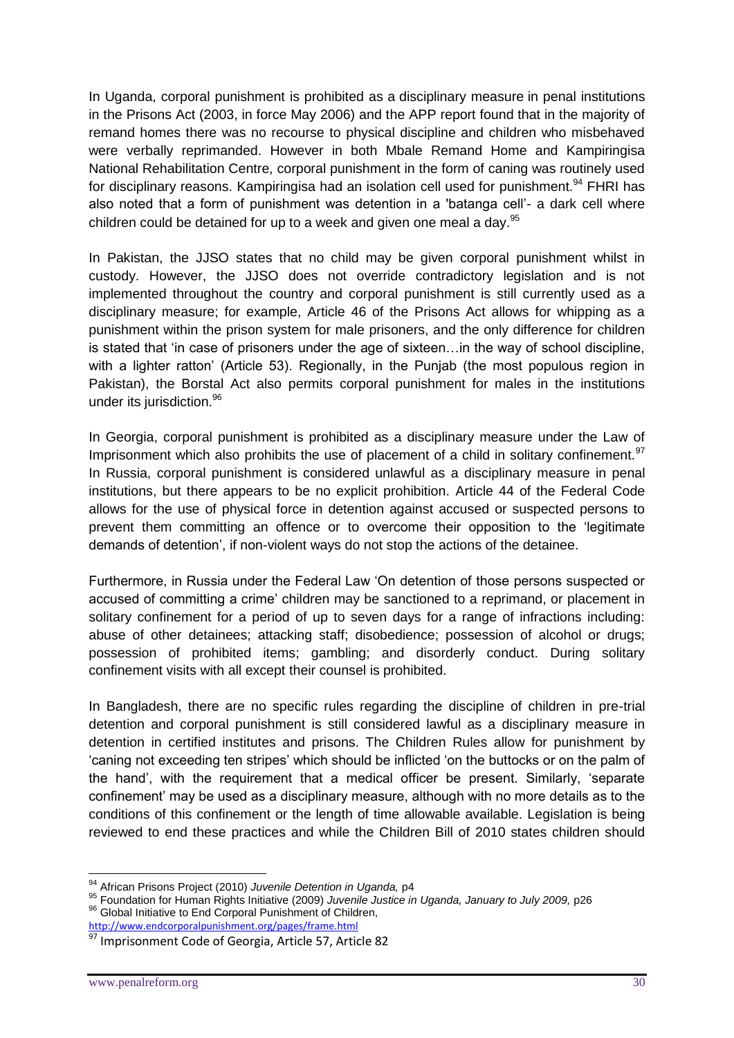In Uganda, corporal punishment is prohibited as a disciplinary measure in penal institutions in the Prisons Act (2003, in force May 2006) and the APP report found that in the majority of remand homes there was no recourse to physical discipline and children who misbehaved were verbally reprimanded. However in both Mbale Remand Home and Kampiringisa National Rehabilitation Centre, corporal punishment in the form of caning was routinely used for disciplinary reasons. Kampiringisa had an isolation cell used for punishment.[94] FHRI has also noted that a form of punishment was detention in a 'batanga cell'- a dark cell where children could be detained for up to a week and given one meal a day.[95]

In Pakistan, the JJSO states that no child may be given corporal punishment whilst in custody. However, the JJSO does not override contradictory legislation and is not implemented throughout the country and corporal punishment is still currently used as a disciplinary measure; for example, Article 46 of the Prisons Act allows for whipping as a punishment within the prison system for male prisoners, and the only difference for children is stated that 'in case of prisoners under the age of sixteen…in the way of school discipline, with a lighter ratton' (Article 53). Regionally, in the Punjab (the most populous region in Pakistan), the Borstal Act also permits corporal punishment for males in the institutions under its jurisdiction.[96]

In Georgia, corporal punishment is prohibited as a disciplinary measure under the Law of Imprisonment which also prohibits the use of placement of a child in solitary confinement.[97] In Russia, corporal punishment is considered unlawful as a disciplinary measure in penal institutions, but there appears to be no explicit prohibition. Article 44 of the Federal Code allows for the use of physical force in detention against accused or suspected persons to prevent them committing an offence or to overcome their opposition to the 'legitimate demands of detention', if non-violent ways do not stop the actions of the detainee.

Furthermore, in Russia under the Federal Law 'On detention of those persons suspected or accused of committing a crime' children may be sanctioned to a reprimand, or placement in solitary confinement for a period of up to seven days for a range of infractions including: abuse of other detainees; attacking staff; disobedience; possession of alcohol or drugs; possession of prohibited items; gambling; and disorderly conduct. During solitary confinement visits with all except their counsel is prohibited.

In Bangladesh, there are no specific rules regarding the discipline of children in pre-trial detention and corporal punishment is still considered lawful as a disciplinary measure in detention in certified institutes and prisons. The Children Rules allow for punishment by 'caning not exceeding ten stripes' which should be inflicted 'on the buttocks or on the palm of the hand', with the requirement that a medical officer be present. Similarly, 'separate confinement' may be used as a disciplinary measure, although with no more details as to the conditions of this confinement or the length of time allowable available. Legislation is being reviewed to end these practices and while the Children Bill of 2010 states children should

---

[94] African Prisons Project (2010) *Juvenile Detention in Uganda,* p4

[95] Foundation for Human Rights Initiative (2009) *Juvenile Justice in Uganda, January to July 2009,* p26

[96] Global Initiative to End Corporal Punishment of Children, http://www.endcorporalpunishment.org/pages/frame.html

[97] Imprisonment Code of Georgia, Article 57, Article 82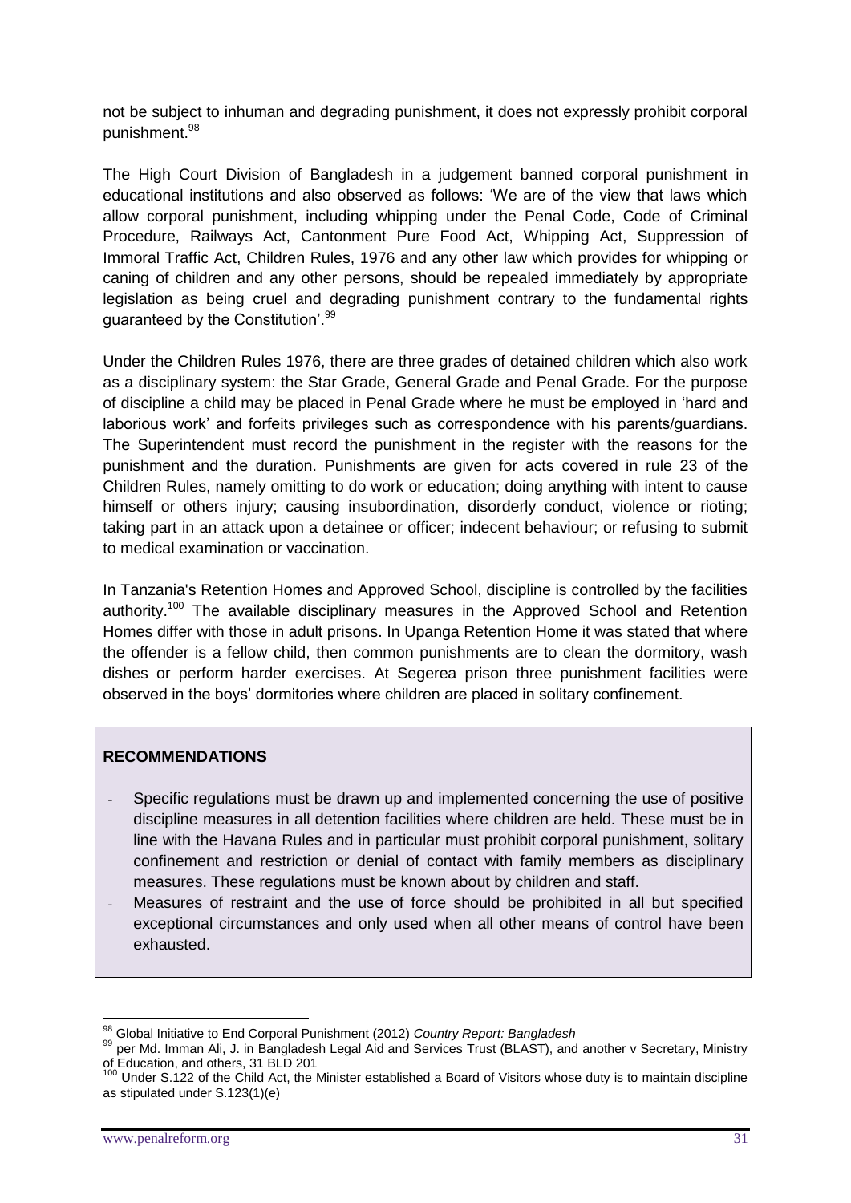not be subject to inhuman and degrading punishment, it does not expressly prohibit corporal punishment.[98]

The High Court Division of Bangladesh in a judgement banned corporal punishment in educational institutions and also observed as follows: 'We are of the view that laws which allow corporal punishment, including whipping under the Penal Code, Code of Criminal Procedure, Railways Act, Cantonment Pure Food Act, Whipping Act, Suppression of Immoral Traffic Act, Children Rules, 1976 and any other law which provides for whipping or caning of children and any other persons, should be repealed immediately by appropriate legislation as being cruel and degrading punishment contrary to the fundamental rights guaranteed by the Constitution'.[99]

Under the Children Rules 1976, there are three grades of detained children which also work as a disciplinary system: the Star Grade, General Grade and Penal Grade. For the purpose of discipline a child may be placed in Penal Grade where he must be employed in 'hard and laborious work' and forfeits privileges such as correspondence with his parents/guardians. The Superintendent must record the punishment in the register with the reasons for the punishment and the duration. Punishments are given for acts covered in rule 23 of the Children Rules, namely omitting to do work or education; doing anything with intent to cause himself or others injury; causing insubordination, disorderly conduct, violence or rioting; taking part in an attack upon a detainee or officer; indecent behaviour; or refusing to submit to medical examination or vaccination.

In Tanzania's Retention Homes and Approved School, discipline is controlled by the facilities authority.[100] The available disciplinary measures in the Approved School and Retention Homes differ with those in adult prisons. In Upanga Retention Home it was stated that where the offender is a fellow child, then common punishments are to clean the dormitory, wash dishes or perform harder exercises. At Segerea prison three punishment facilities were observed in the boys' dormitories where children are placed in solitary confinement.

**RECOMMENDATIONS**

- Specific regulations must be drawn up and implemented concerning the use of positive discipline measures in all detention facilities where children are held. These must be in line with the Havana Rules and in particular must prohibit corporal punishment, solitary confinement and restriction or denial of contact with family members as disciplinary measures. These regulations must be known about by children and staff.
- Measures of restraint and the use of force should be prohibited in all but specified exceptional circumstances and only used when all other means of control have been exhausted.

---

[98] Global Initiative to End Corporal Punishment (2012) *Country Report: Bangladesh*

[99] per Md. Imman Ali, J. in Bangladesh Legal Aid and Services Trust (BLAST), and another v Secretary, Ministry of Education, and others, 31 BLD 201

[100] Under S.122 of the Child Act, the Minister established a Board of Visitors whose duty is to maintain discipline as stipulated under S.123(1)(e)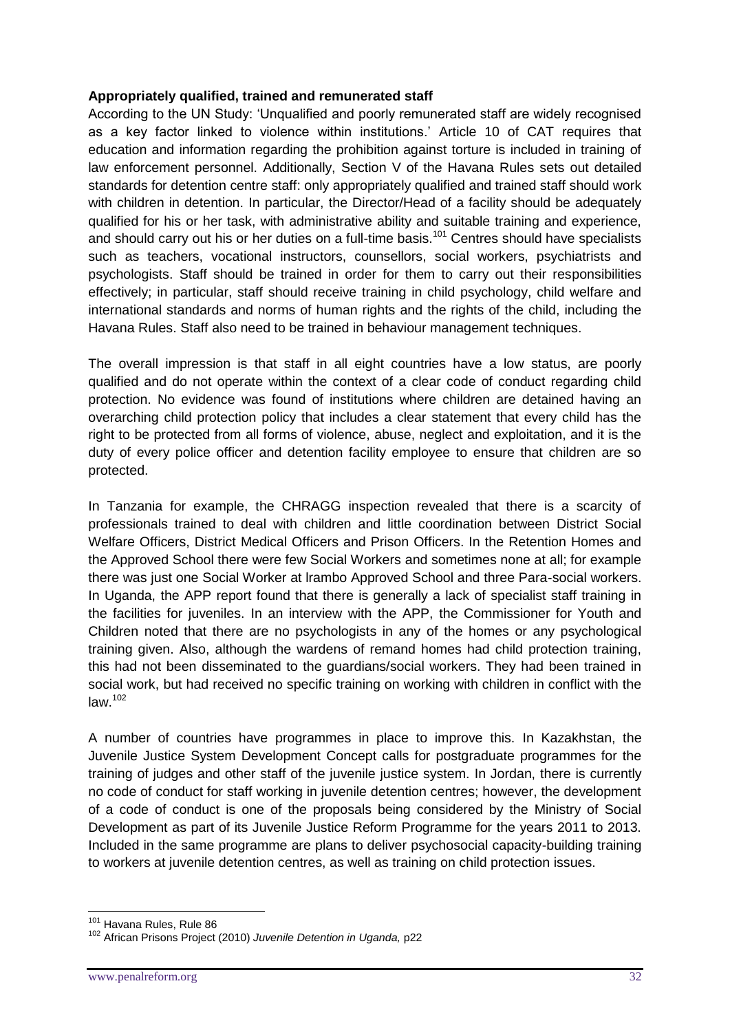**Appropriately qualified, trained and remunerated staff**

According to the UN Study: 'Unqualified and poorly remunerated staff are widely recognised as a key factor linked to violence within institutions.' Article 10 of CAT requires that education and information regarding the prohibition against torture is included in training of law enforcement personnel. Additionally, Section V of the Havana Rules sets out detailed standards for detention centre staff: only appropriately qualified and trained staff should work with children in detention. In particular, the Director/Head of a facility should be adequately qualified for his or her task, with administrative ability and suitable training and experience, and should carry out his or her duties on a full-time basis.[101] Centres should have specialists such as teachers, vocational instructors, counsellors, social workers, psychiatrists and psychologists. Staff should be trained in order for them to carry out their responsibilities effectively; in particular, staff should receive training in child psychology, child welfare and international standards and norms of human rights and the rights of the child, including the Havana Rules. Staff also need to be trained in behaviour management techniques.

The overall impression is that staff in all eight countries have a low status, are poorly qualified and do not operate within the context of a clear code of conduct regarding child protection. No evidence was found of institutions where children are detained having an overarching child protection policy that includes a clear statement that every child has the right to be protected from all forms of violence, abuse, neglect and exploitation, and it is the duty of every police officer and detention facility employee to ensure that children are so protected.

In Tanzania for example, the CHRAGG inspection revealed that there is a scarcity of professionals trained to deal with children and little coordination between District Social Welfare Officers, District Medical Officers and Prison Officers. In the Retention Homes and the Approved School there were few Social Workers and sometimes none at all; for example there was just one Social Worker at Irambo Approved School and three Para-social workers. In Uganda, the APP report found that there is generally a lack of specialist staff training in the facilities for juveniles. In an interview with the APP, the Commissioner for Youth and Children noted that there are no psychologists in any of the homes or any psychological training given. Also, although the wardens of remand homes had child protection training, this had not been disseminated to the guardians/social workers. They had been trained in social work, but had received no specific training on working with children in conflict with the law.[102]

A number of countries have programmes in place to improve this. In Kazakhstan, the Juvenile Justice System Development Concept calls for postgraduate programmes for the training of judges and other staff of the juvenile justice system. In Jordan, there is currently no code of conduct for staff working in juvenile detention centres; however, the development of a code of conduct is one of the proposals being considered by the Ministry of Social Development as part of its Juvenile Justice Reform Programme for the years 2011 to 2013. Included in the same programme are plans to deliver psychosocial capacity-building training to workers at juvenile detention centres, as well as training on child protection issues.

---

[101] Havana Rules, Rule 86

[102] African Prisons Project (2010) *Juvenile Detention in Uganda,* p22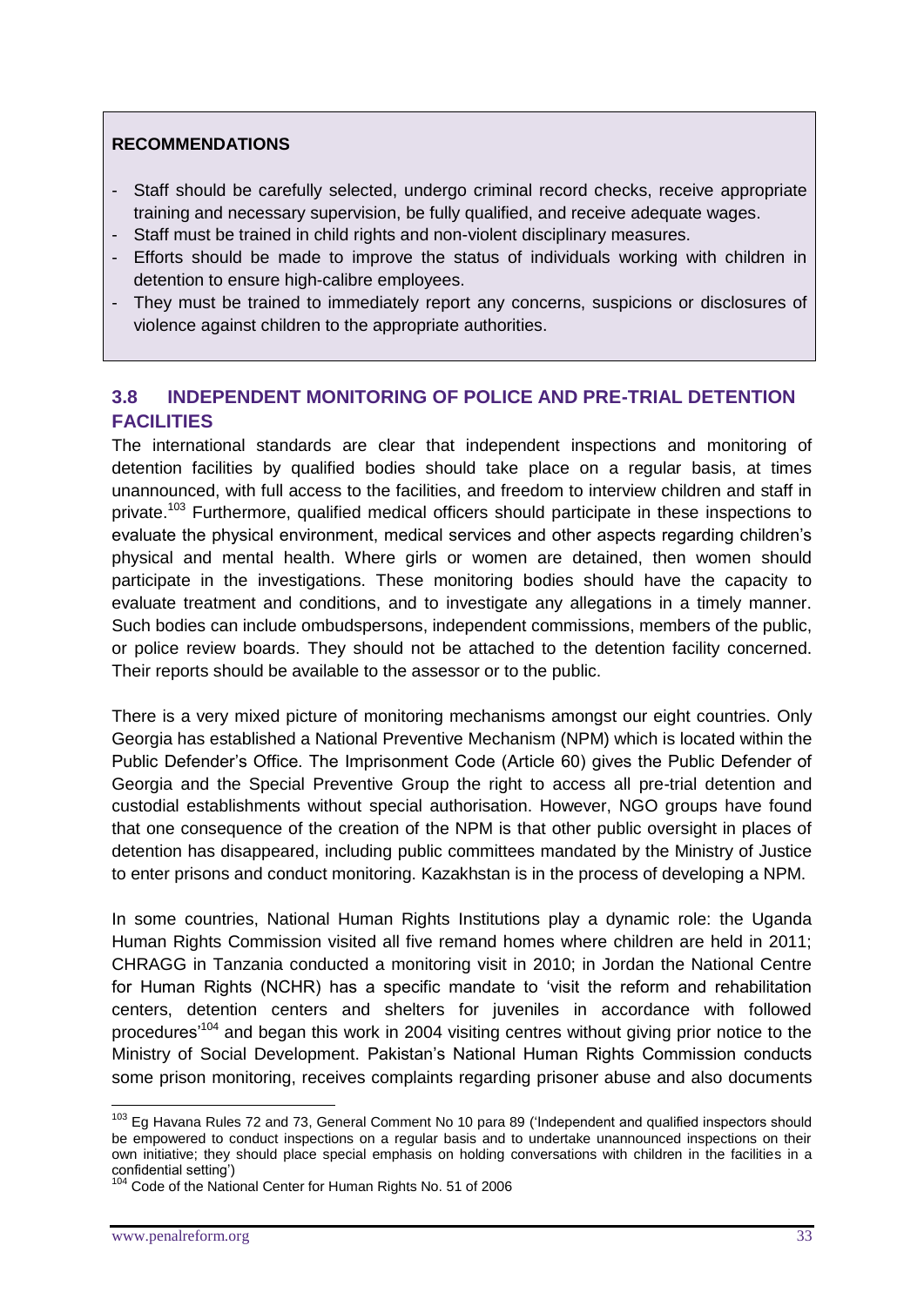**RECOMMENDATIONS**

- Staff should be carefully selected, undergo criminal record checks, receive appropriate training and necessary supervision, be fully qualified, and receive adequate wages.
- Staff must be trained in child rights and non-violent disciplinary measures.
- Efforts should be made to improve the status of individuals working with children in detention to ensure high-calibre employees.
- They must be trained to immediately report any concerns, suspicions or disclosures of violence against children to the appropriate authorities.

## 3.8 INDEPENDENT MONITORING OF POLICE AND PRE-TRIAL DETENTION FACILITIES

The international standards are clear that independent inspections and monitoring of detention facilities by qualified bodies should take place on a regular basis, at times unannounced, with full access to the facilities, and freedom to interview children and staff in private.[103] Furthermore, qualified medical officers should participate in these inspections to evaluate the physical environment, medical services and other aspects regarding children's physical and mental health. Where girls or women are detained, then women should participate in the investigations. These monitoring bodies should have the capacity to evaluate treatment and conditions, and to investigate any allegations in a timely manner. Such bodies can include ombudspersons, independent commissions, members of the public, or police review boards. They should not be attached to the detention facility concerned. Their reports should be available to the assessor or to the public.

There is a very mixed picture of monitoring mechanisms amongst our eight countries. Only Georgia has established a National Preventive Mechanism (NPM) which is located within the Public Defender's Office. The Imprisonment Code (Article 60) gives the Public Defender of Georgia and the Special Preventive Group the right to access all pre-trial detention and custodial establishments without special authorisation. However, NGO groups have found that one consequence of the creation of the NPM is that other public oversight in places of detention has disappeared, including public committees mandated by the Ministry of Justice to enter prisons and conduct monitoring. Kazakhstan is in the process of developing a NPM.

In some countries, National Human Rights Institutions play a dynamic role: the Uganda Human Rights Commission visited all five remand homes where children are held in 2011; CHRAGG in Tanzania conducted a monitoring visit in 2010; in Jordan the National Centre for Human Rights (NCHR) has a specific mandate to 'visit the reform and rehabilitation centers, detention centers and shelters for juveniles in accordance with followed procedures'[104] and began this work in 2004 visiting centres without giving prior notice to the Ministry of Social Development. Pakistan's National Human Rights Commission conducts some prison monitoring, receives complaints regarding prisoner abuse and also documents

---

[103] Eg Havana Rules 72 and 73, General Comment No 10 para 89 ('Independent and qualified inspectors should be empowered to conduct inspections on a regular basis and to undertake unannounced inspections on their own initiative; they should place special emphasis on holding conversations with children in the facilities in a confidential setting')

[104] Code of the National Center for Human Rights No. 51 of 2006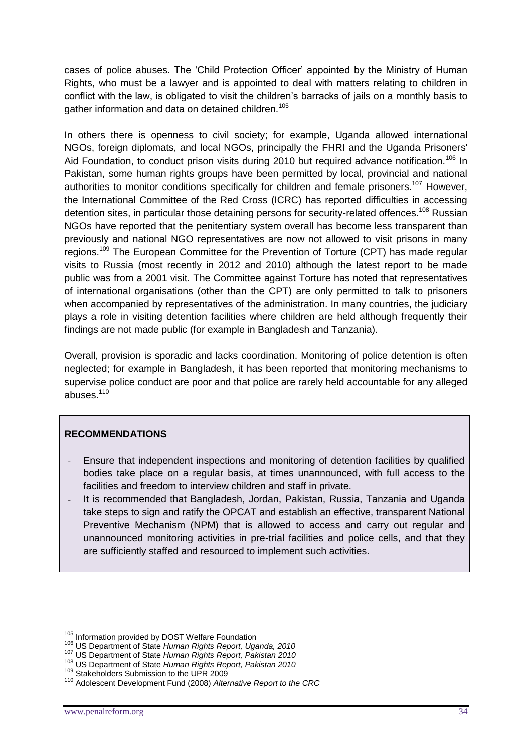cases of police abuses. The 'Child Protection Officer' appointed by the Ministry of Human Rights, who must be a lawyer and is appointed to deal with matters relating to children in conflict with the law, is obligated to visit the children's barracks of jails on a monthly basis to gather information and data on detained children.[105]

In others there is openness to civil society; for example, Uganda allowed international NGOs, foreign diplomats, and local NGOs, principally the FHRI and the Uganda Prisoners' Aid Foundation, to conduct prison visits during 2010 but required advance notification.[106] In Pakistan, some human rights groups have been permitted by local, provincial and national authorities to monitor conditions specifically for children and female prisoners.[107] However, the International Committee of the Red Cross (ICRC) has reported difficulties in accessing detention sites, in particular those detaining persons for security-related offences.[108] Russian NGOs have reported that the penitentiary system overall has become less transparent than previously and national NGO representatives are now not allowed to visit prisons in many regions.[109] The European Committee for the Prevention of Torture (CPT) has made regular visits to Russia (most recently in 2012 and 2010) although the latest report to be made public was from a 2001 visit. The Committee against Torture has noted that representatives of international organisations (other than the CPT) are only permitted to talk to prisoners when accompanied by representatives of the administration. In many countries, the judiciary plays a role in visiting detention facilities where children are held although frequently their findings are not made public (for example in Bangladesh and Tanzania).

Overall, provision is sporadic and lacks coordination. Monitoring of police detention is often neglected; for example in Bangladesh, it has been reported that monitoring mechanisms to supervise police conduct are poor and that police are rarely held accountable for any alleged abuses.[110]

**RECOMMENDATIONS**

- Ensure that independent inspections and monitoring of detention facilities by qualified bodies take place on a regular basis, at times unannounced, with full access to the facilities and freedom to interview children and staff in private.
- It is recommended that Bangladesh, Jordan, Pakistan, Russia, Tanzania and Uganda take steps to sign and ratify the OPCAT and establish an effective, transparent National Preventive Mechanism (NPM) that is allowed to access and carry out regular and unannounced monitoring activities in pre-trial facilities and police cells, and that they are sufficiently staffed and resourced to implement such activities.

[105] Information provided by DOST Welfare Foundation
[106] US Department of State *Human Rights Report, Uganda, 2010*
[107] US Department of State *Human Rights Report, Pakistan 2010*
[108] US Department of State *Human Rights Report, Pakistan 2010*
[109] Stakeholders Submission to the UPR 2009
[110] Adolescent Development Fund (2008) *Alternative Report to the CRC*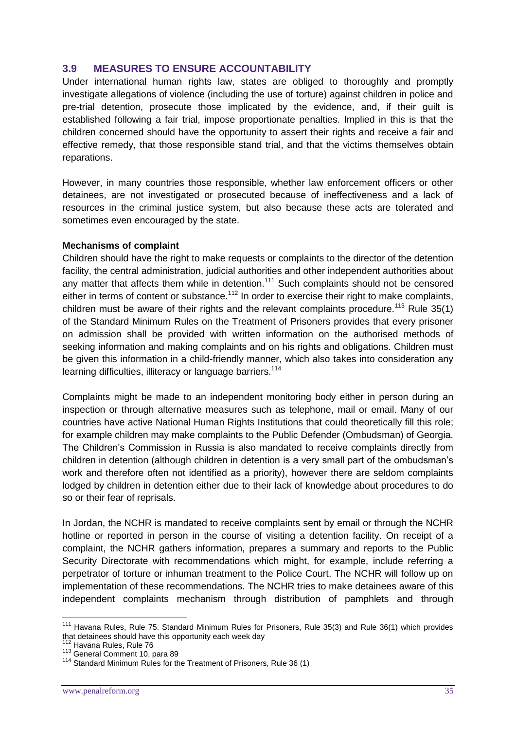## 3.9 MEASURES TO ENSURE ACCOUNTABILITY

Under international human rights law, states are obliged to thoroughly and promptly investigate allegations of violence (including the use of torture) against children in police and pre-trial detention, prosecute those implicated by the evidence, and, if their guilt is established following a fair trial, impose proportionate penalties. Implied in this is that the children concerned should have the opportunity to assert their rights and receive a fair and effective remedy, that those responsible stand trial, and that the victims themselves obtain reparations.

However, in many countries those responsible, whether law enforcement officers or other detainees, are not investigated or prosecuted because of ineffectiveness and a lack of resources in the criminal justice system, but also because these acts are tolerated and sometimes even encouraged by the state.

**Mechanisms of complaint**

Children should have the right to make requests or complaints to the director of the detention facility, the central administration, judicial authorities and other independent authorities about any matter that affects them while in detention.[111] Such complaints should not be censored either in terms of content or substance.[112] In order to exercise their right to make complaints, children must be aware of their rights and the relevant complaints procedure.[113] Rule 35(1) of the Standard Minimum Rules on the Treatment of Prisoners provides that every prisoner on admission shall be provided with written information on the authorised methods of seeking information and making complaints and on his rights and obligations. Children must be given this information in a child-friendly manner, which also takes into consideration any learning difficulties, illiteracy or language barriers.[114]

Complaints might be made to an independent monitoring body either in person during an inspection or through alternative measures such as telephone, mail or email. Many of our countries have active National Human Rights Institutions that could theoretically fill this role; for example children may make complaints to the Public Defender (Ombudsman) of Georgia. The Children's Commission in Russia is also mandated to receive complaints directly from children in detention (although children in detention is a very small part of the ombudsman's work and therefore often not identified as a priority), however there are seldom complaints lodged by children in detention either due to their lack of knowledge about procedures to do so or their fear of reprisals.

In Jordan, the NCHR is mandated to receive complaints sent by email or through the NCHR hotline or reported in person in the course of visiting a detention facility. On receipt of a complaint, the NCHR gathers information, prepares a summary and reports to the Public Security Directorate with recommendations which might, for example, include referring a perpetrator of torture or inhuman treatment to the Police Court. The NCHR will follow up on implementation of these recommendations. The NCHR tries to make detainees aware of this independent complaints mechanism through distribution of pamphlets and through

---

[111] Havana Rules, Rule 75. Standard Minimum Rules for Prisoners, Rule 35(3) and Rule 36(1) which provides that detainees should have this opportunity each week day

[112] Havana Rules, Rule 76

[113] General Comment 10, para 89

[114] Standard Minimum Rules for the Treatment of Prisoners, Rule 36 (1)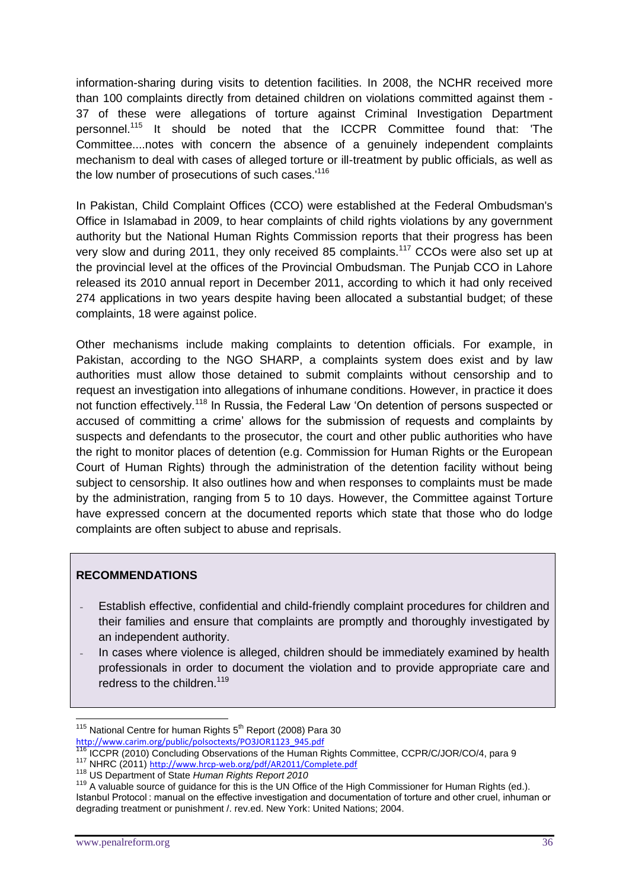information-sharing during visits to detention facilities. In 2008, the NCHR received more than 100 complaints directly from detained children on violations committed against them - 37 of these were allegations of torture against Criminal Investigation Department personnel.[115] It should be noted that the ICCPR Committee found that: 'The Committee....notes with concern the absence of a genuinely independent complaints mechanism to deal with cases of alleged torture or ill-treatment by public officials, as well as the low number of prosecutions of such cases.'[116]

In Pakistan, Child Complaint Offices (CCO) were established at the Federal Ombudsman's Office in Islamabad in 2009, to hear complaints of child rights violations by any government authority but the National Human Rights Commission reports that their progress has been very slow and during 2011, they only received 85 complaints.[117] CCOs were also set up at the provincial level at the offices of the Provincial Ombudsman. The Punjab CCO in Lahore released its 2010 annual report in December 2011, according to which it had only received 274 applications in two years despite having been allocated a substantial budget; of these complaints, 18 were against police.

Other mechanisms include making complaints to detention officials. For example, in Pakistan, according to the NGO SHARP, a complaints system does exist and by law authorities must allow those detained to submit complaints without censorship and to request an investigation into allegations of inhumane conditions. However, in practice it does not function effectively.[118] In Russia, the Federal Law 'On detention of persons suspected or accused of committing a crime' allows for the submission of requests and complaints by suspects and defendants to the prosecutor, the court and other public authorities who have the right to monitor places of detention (e.g. Commission for Human Rights or the European Court of Human Rights) through the administration of the detention facility without being subject to censorship. It also outlines how and when responses to complaints must be made by the administration, ranging from 5 to 10 days. However, the Committee against Torture have expressed concern at the documented reports which state that those who do lodge complaints are often subject to abuse and reprisals.

**RECOMMENDATIONS**

- Establish effective, confidential and child-friendly complaint procedures for children and their families and ensure that complaints are promptly and thoroughly investigated by an independent authority.
- In cases where violence is alleged, children should be immediately examined by health professionals in order to document the violation and to provide appropriate care and redress to the children.[119]

---

[115] National Centre for human Rights 5th Report (2008) Para 30 http://www.carim.org/public/polsoctexts/PO3JOR1123_945.pdf

[116] ICCPR (2010) Concluding Observations of the Human Rights Committee, CCPR/C/JOR/CO/4, para 9

[117] NHRC (2011) http://www.hrcp-web.org/pdf/AR2011/Complete.pdf

[118] US Department of State *Human Rights Report 2010*

[119] A valuable source of guidance for this is the UN Office of the High Commissioner for Human Rights (ed.). Istanbul Protocol : manual on the effective investigation and documentation of torture and other cruel, inhuman or degrading treatment or punishment /. rev.ed. New York: United Nations; 2004.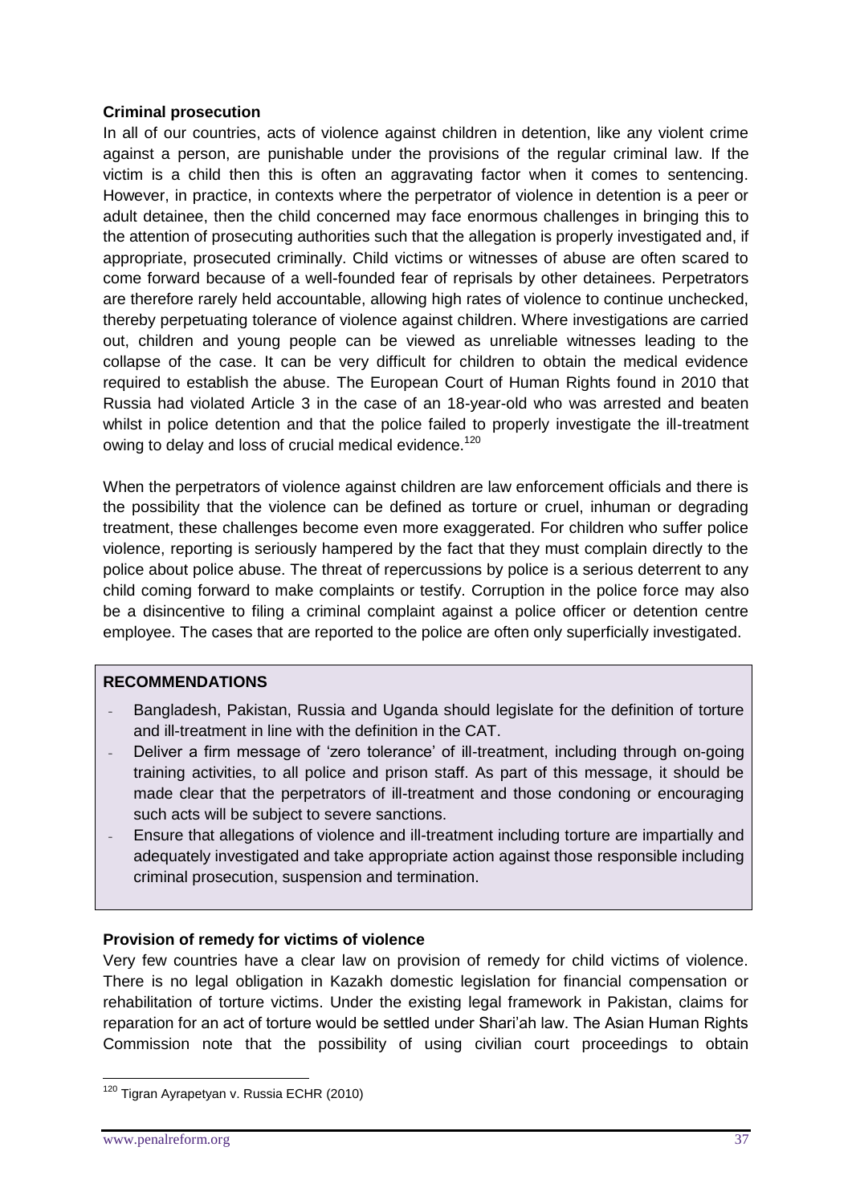**Criminal prosecution**

In all of our countries, acts of violence against children in detention, like any violent crime against a person, are punishable under the provisions of the regular criminal law. If the victim is a child then this is often an aggravating factor when it comes to sentencing. However, in practice, in contexts where the perpetrator of violence in detention is a peer or adult detainee, then the child concerned may face enormous challenges in bringing this to the attention of prosecuting authorities such that the allegation is properly investigated and, if appropriate, prosecuted criminally. Child victims or witnesses of abuse are often scared to come forward because of a well-founded fear of reprisals by other detainees. Perpetrators are therefore rarely held accountable, allowing high rates of violence to continue unchecked, thereby perpetuating tolerance of violence against children. Where investigations are carried out, children and young people can be viewed as unreliable witnesses leading to the collapse of the case. It can be very difficult for children to obtain the medical evidence required to establish the abuse. The European Court of Human Rights found in 2010 that Russia had violated Article 3 in the case of an 18-year-old who was arrested and beaten whilst in police detention and that the police failed to properly investigate the ill-treatment owing to delay and loss of crucial medical evidence.[120]

When the perpetrators of violence against children are law enforcement officials and there is the possibility that the violence can be defined as torture or cruel, inhuman or degrading treatment, these challenges become even more exaggerated. For children who suffer police violence, reporting is seriously hampered by the fact that they must complain directly to the police about police abuse. The threat of repercussions by police is a serious deterrent to any child coming forward to make complaints or testify. Corruption in the police force may also be a disincentive to filing a criminal complaint against a police officer or detention centre employee. The cases that are reported to the police are often only superficially investigated.

**RECOMMENDATIONS**

- Bangladesh, Pakistan, Russia and Uganda should legislate for the definition of torture and ill-treatment in line with the definition in the CAT.
- Deliver a firm message of 'zero tolerance' of ill-treatment, including through on-going training activities, to all police and prison staff. As part of this message, it should be made clear that the perpetrators of ill-treatment and those condoning or encouraging such acts will be subject to severe sanctions.
- Ensure that allegations of violence and ill-treatment including torture are impartially and adequately investigated and take appropriate action against those responsible including criminal prosecution, suspension and termination.

**Provision of remedy for victims of violence**

Very few countries have a clear law on provision of remedy for child victims of violence. There is no legal obligation in Kazakh domestic legislation for financial compensation or rehabilitation of torture victims. Under the existing legal framework in Pakistan, claims for reparation for an act of torture would be settled under Shari'ah law. The Asian Human Rights Commission note that the possibility of using civilian court proceedings to obtain

[120] Tigran Ayrapetyan v. Russia ECHR (2010)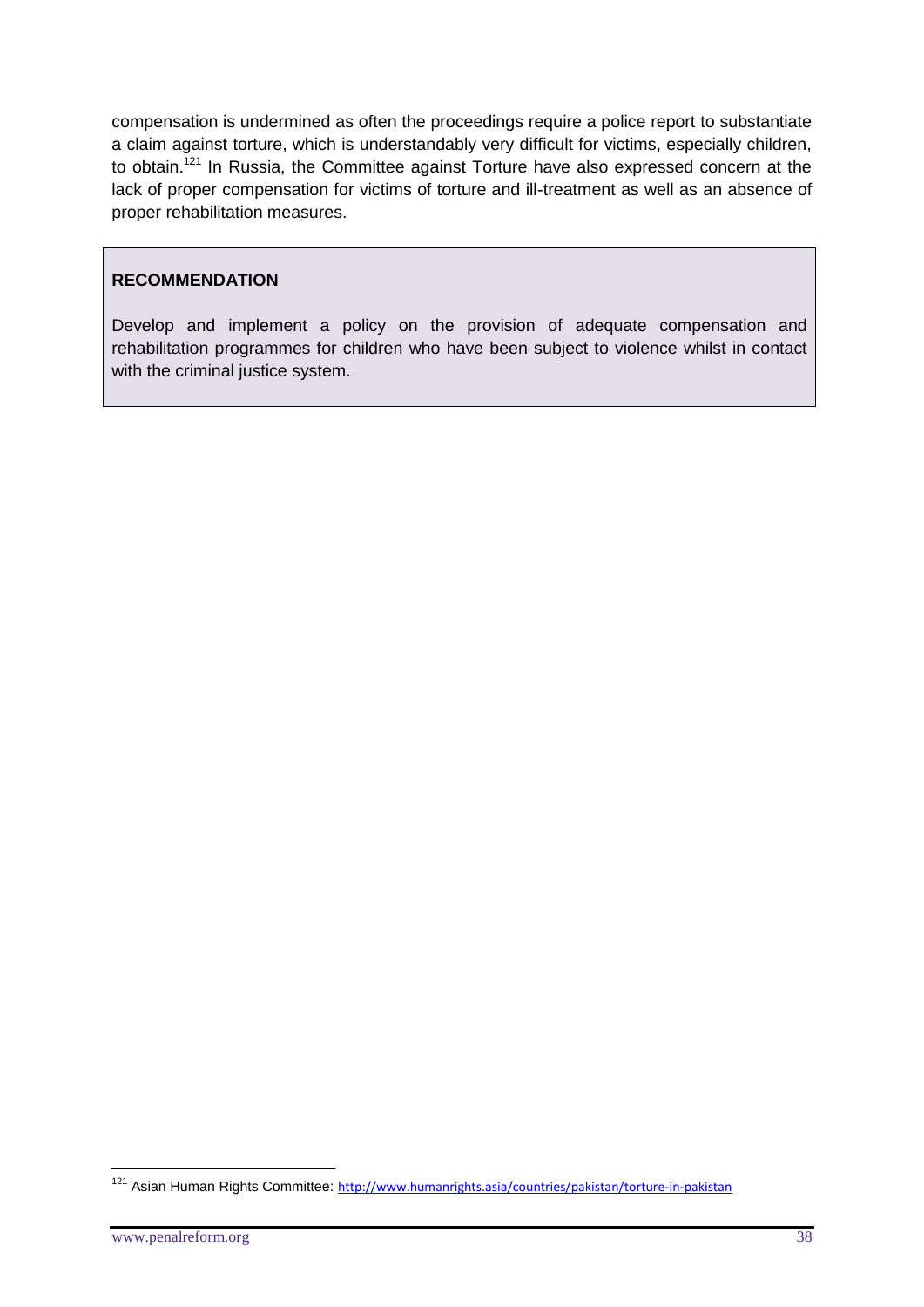compensation is undermined as often the proceedings require a police report to substantiate a claim against torture, which is understandably very difficult for victims, especially children, to obtain.[121] In Russia, the Committee against Torture have also expressed concern at the lack of proper compensation for victims of torture and ill-treatment as well as an absence of proper rehabilitation measures.

**RECOMMENDATION**

Develop and implement a policy on the provision of adequate compensation and rehabilitation programmes for children who have been subject to violence whilst in contact with the criminal justice system.

---

[121] Asian Human Rights Committee: http://www.humanrights.asia/countries/pakistan/torture-in-pakistan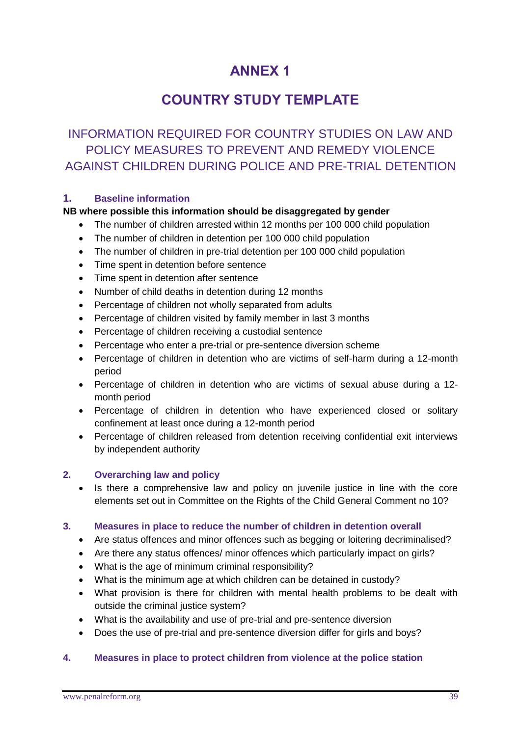# ANNEX 1

# COUNTRY STUDY TEMPLATE

## INFORMATION REQUIRED FOR COUNTRY STUDIES ON LAW AND POLICY MEASURES TO PREVENT AND REMEDY VIOLENCE AGAINST CHILDREN DURING POLICE AND PRE-TRIAL DETENTION

### 1. Baseline information

**NB where possible this information should be disaggregated by gender**

- The number of children arrested within 12 months per 100 000 child population
- The number of children in detention per 100 000 child population
- The number of children in pre-trial detention per 100 000 child population
- Time spent in detention before sentence
- Time spent in detention after sentence
- Number of child deaths in detention during 12 months
- Percentage of children not wholly separated from adults
- Percentage of children visited by family member in last 3 months
- Percentage of children receiving a custodial sentence
- Percentage who enter a pre-trial or pre-sentence diversion scheme
- Percentage of children in detention who are victims of self-harm during a 12-month period
- Percentage of children in detention who are victims of sexual abuse during a 12-month period
- Percentage of children in detention who have experienced closed or solitary confinement at least once during a 12-month period
- Percentage of children released from detention receiving confidential exit interviews by independent authority

### 2. Overarching law and policy

- Is there a comprehensive law and policy on juvenile justice in line with the core elements set out in Committee on the Rights of the Child General Comment no 10?

### 3. Measures in place to reduce the number of children in detention overall

- Are status offences and minor offences such as begging or loitering decriminalised?
- Are there any status offences/ minor offences which particularly impact on girls?
- What is the age of minimum criminal responsibility?
- What is the minimum age at which children can be detained in custody?
- What provision is there for children with mental health problems to be dealt with outside the criminal justice system?
- What is the availability and use of pre-trial and pre-sentence diversion
- Does the use of pre-trial and pre-sentence diversion differ for girls and boys?

### 4. Measures in place to protect children from violence at the police station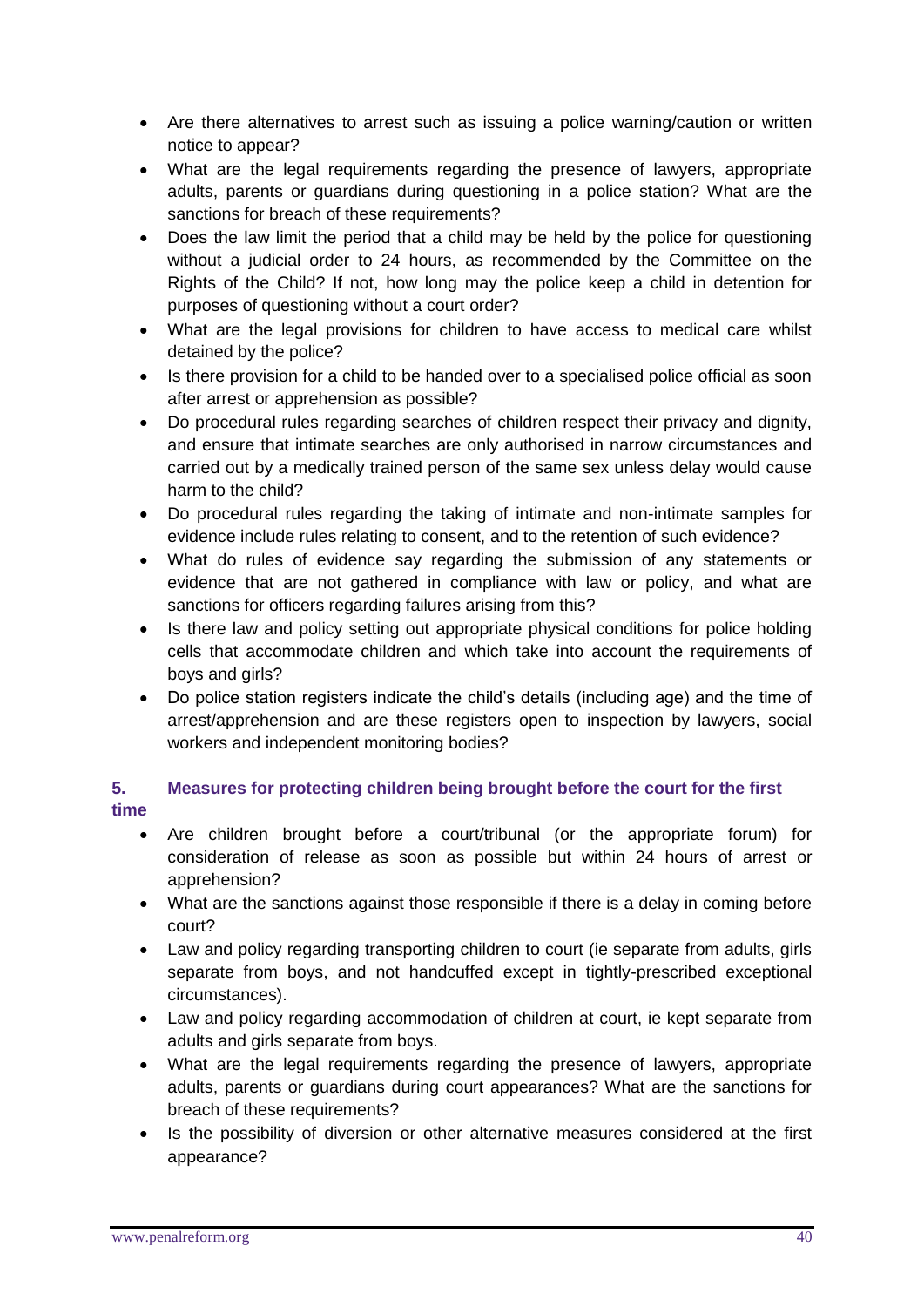- Are there alternatives to arrest such as issuing a police warning/caution or written notice to appear?
- What are the legal requirements regarding the presence of lawyers, appropriate adults, parents or guardians during questioning in a police station? What are the sanctions for breach of these requirements?
- Does the law limit the period that a child may be held by the police for questioning without a judicial order to 24 hours, as recommended by the Committee on the Rights of the Child? If not, how long may the police keep a child in detention for purposes of questioning without a court order?
- What are the legal provisions for children to have access to medical care whilst detained by the police?
- Is there provision for a child to be handed over to a specialised police official as soon after arrest or apprehension as possible?
- Do procedural rules regarding searches of children respect their privacy and dignity, and ensure that intimate searches are only authorised in narrow circumstances and carried out by a medically trained person of the same sex unless delay would cause harm to the child?
- Do procedural rules regarding the taking of intimate and non-intimate samples for evidence include rules relating to consent, and to the retention of such evidence?
- What do rules of evidence say regarding the submission of any statements or evidence that are not gathered in compliance with law or policy, and what are sanctions for officers regarding failures arising from this?
- Is there law and policy setting out appropriate physical conditions for police holding cells that accommodate children and which take into account the requirements of boys and girls?
- Do police station registers indicate the child's details (including age) and the time of arrest/apprehension and are these registers open to inspection by lawyers, social workers and independent monitoring bodies?

### 5. Measures for protecting children being brought before the court for the first time

- Are children brought before a court/tribunal (or the appropriate forum) for consideration of release as soon as possible but within 24 hours of arrest or apprehension?
- What are the sanctions against those responsible if there is a delay in coming before court?
- Law and policy regarding transporting children to court (ie separate from adults, girls separate from boys, and not handcuffed except in tightly-prescribed exceptional circumstances).
- Law and policy regarding accommodation of children at court, ie kept separate from adults and girls separate from boys.
- What are the legal requirements regarding the presence of lawyers, appropriate adults, parents or guardians during court appearances? What are the sanctions for breach of these requirements?
- Is the possibility of diversion or other alternative measures considered at the first appearance?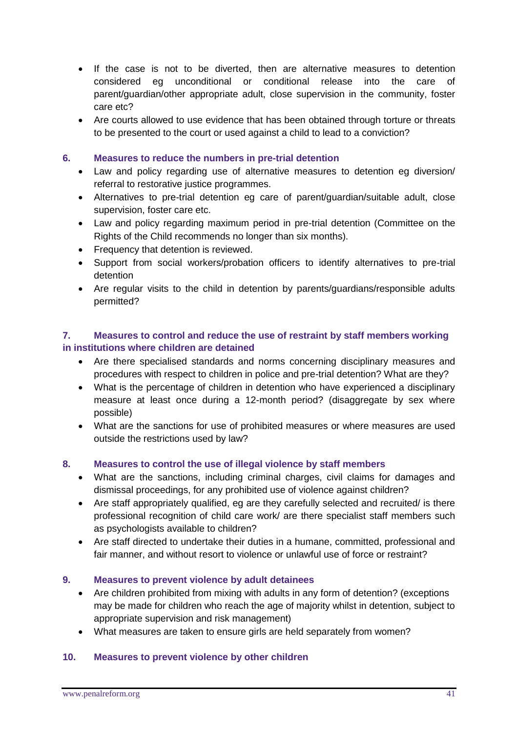- If the case is not to be diverted, then are alternative measures to detention considered eg unconditional or conditional release into the care of parent/guardian/other appropriate adult, close supervision in the community, foster care etc?
- Are courts allowed to use evidence that has been obtained through torture or threats to be presented to the court or used against a child to lead to a conviction?

### 6. Measures to reduce the numbers in pre-trial detention

- Law and policy regarding use of alternative measures to detention eg diversion/ referral to restorative justice programmes.
- Alternatives to pre-trial detention eg care of parent/guardian/suitable adult, close supervision, foster care etc.
- Law and policy regarding maximum period in pre-trial detention (Committee on the Rights of the Child recommends no longer than six months).
- Frequency that detention is reviewed.
- Support from social workers/probation officers to identify alternatives to pre-trial detention
- Are regular visits to the child in detention by parents/guardians/responsible adults permitted?

### 7. Measures to control and reduce the use of restraint by staff members working in institutions where children are detained

- Are there specialised standards and norms concerning disciplinary measures and procedures with respect to children in police and pre-trial detention? What are they?
- What is the percentage of children in detention who have experienced a disciplinary measure at least once during a 12-month period? (disaggregate by sex where possible)
- What are the sanctions for use of prohibited measures or where measures are used outside the restrictions used by law?

### 8. Measures to control the use of illegal violence by staff members

- What are the sanctions, including criminal charges, civil claims for damages and dismissal proceedings, for any prohibited use of violence against children?
- Are staff appropriately qualified, eg are they carefully selected and recruited/ is there professional recognition of child care work/ are there specialist staff members such as psychologists available to children?
- Are staff directed to undertake their duties in a humane, committed, professional and fair manner, and without resort to violence or unlawful use of force or restraint?

### 9. Measures to prevent violence by adult detainees

- Are children prohibited from mixing with adults in any form of detention? (exceptions may be made for children who reach the age of majority whilst in detention, subject to appropriate supervision and risk management)
- What measures are taken to ensure girls are held separately from women?

### 10. Measures to prevent violence by other children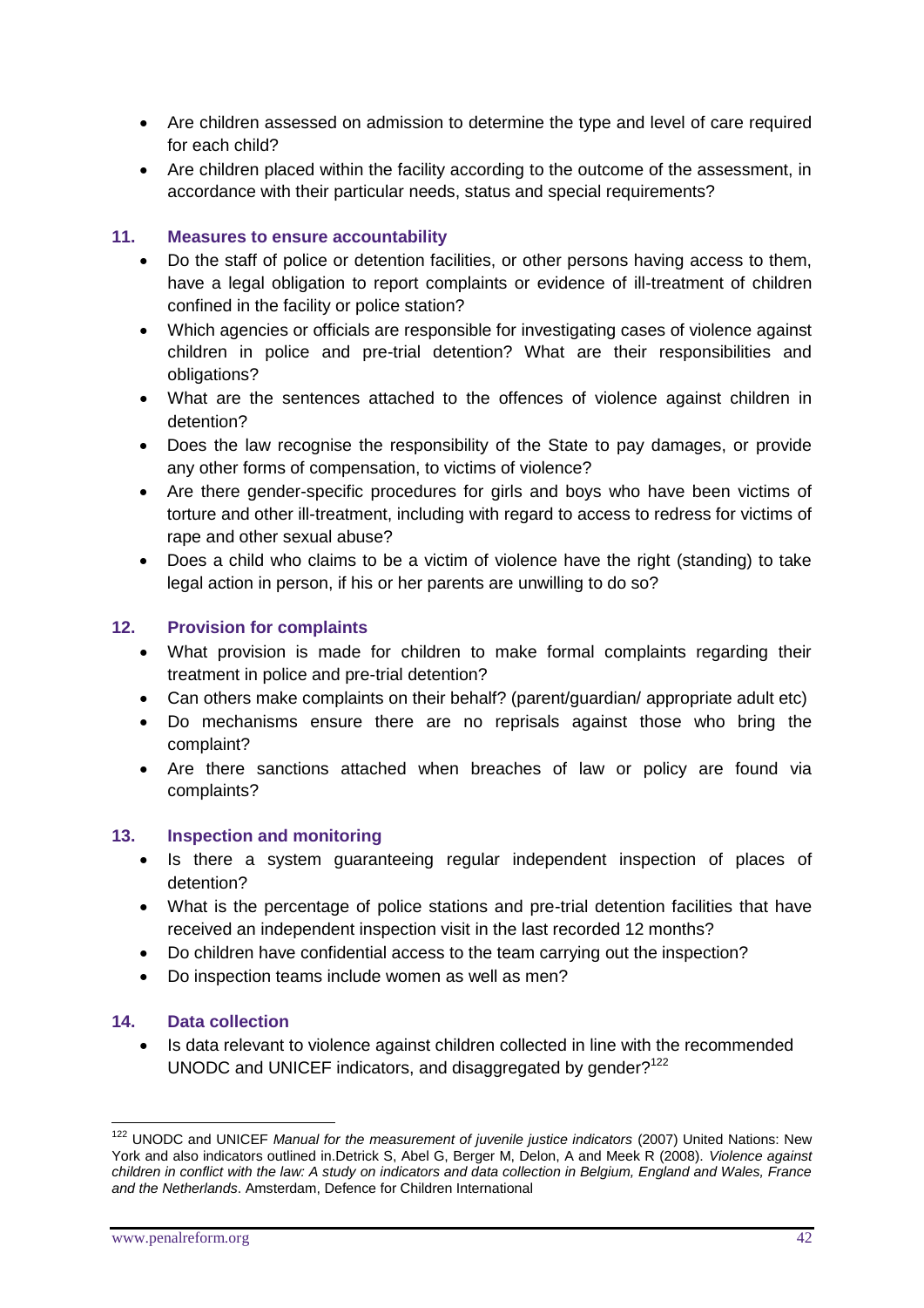- Are children assessed on admission to determine the type and level of care required for each child?
- Are children placed within the facility according to the outcome of the assessment, in accordance with their particular needs, status and special requirements?

### 11. Measures to ensure accountability

- Do the staff of police or detention facilities, or other persons having access to them, have a legal obligation to report complaints or evidence of ill-treatment of children confined in the facility or police station?
- Which agencies or officials are responsible for investigating cases of violence against children in police and pre-trial detention? What are their responsibilities and obligations?
- What are the sentences attached to the offences of violence against children in detention?
- Does the law recognise the responsibility of the State to pay damages, or provide any other forms of compensation, to victims of violence?
- Are there gender-specific procedures for girls and boys who have been victims of torture and other ill-treatment, including with regard to access to redress for victims of rape and other sexual abuse?
- Does a child who claims to be a victim of violence have the right (standing) to take legal action in person, if his or her parents are unwilling to do so?

### 12. Provision for complaints

- What provision is made for children to make formal complaints regarding their treatment in police and pre-trial detention?
- Can others make complaints on their behalf? (parent/guardian/ appropriate adult etc)
- Do mechanisms ensure there are no reprisals against those who bring the complaint?
- Are there sanctions attached when breaches of law or policy are found via complaints?

### 13. Inspection and monitoring

- Is there a system guaranteeing regular independent inspection of places of detention?
- What is the percentage of police stations and pre-trial detention facilities that have received an independent inspection visit in the last recorded 12 months?
- Do children have confidential access to the team carrying out the inspection?
- Do inspection teams include women as well as men?

### 14. Data collection

- Is data relevant to violence against children collected in line with the recommended UNODC and UNICEF indicators, and disaggregated by gender?[122]

---

[122] UNODC and UNICEF *Manual for the measurement of juvenile justice indicators* (2007) United Nations: New York and also indicators outlined in.Detrick S, Abel G, Berger M, Delon, A and Meek R (2008). *Violence against children in conflict with the law: A study on indicators and data collection in Belgium, England and Wales, France and the Netherlands*. Amsterdam, Defence for Children International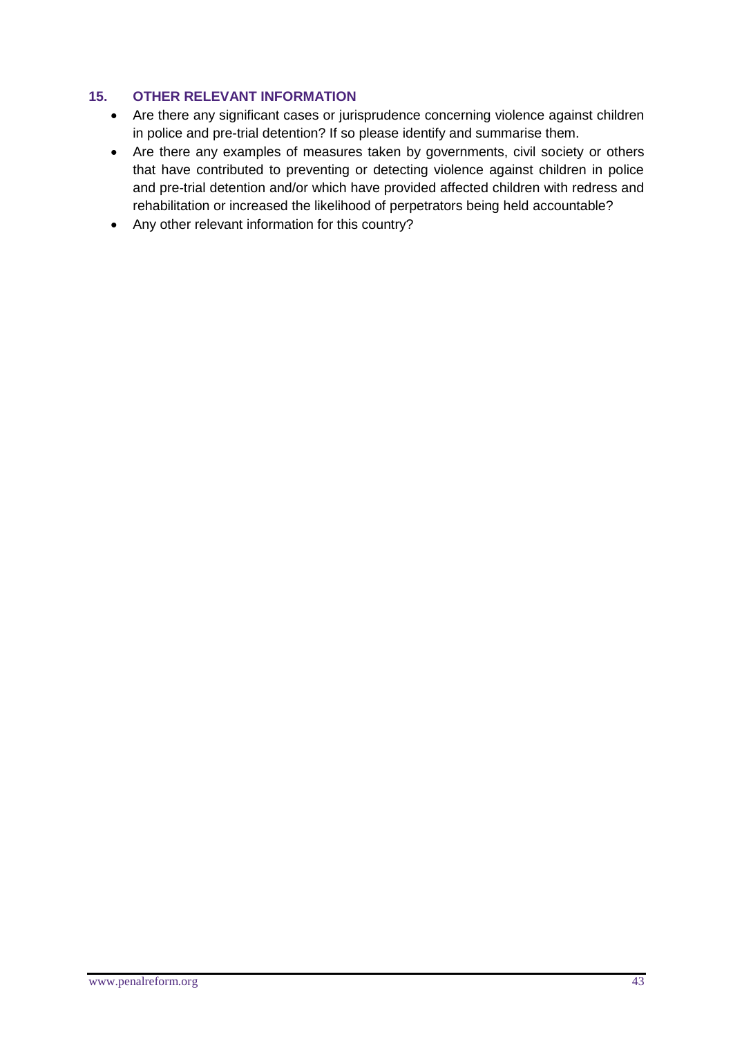## 15. OTHER RELEVANT INFORMATION

- Are there any significant cases or jurisprudence concerning violence against children in police and pre-trial detention? If so please identify and summarise them.
- Are there any examples of measures taken by governments, civil society or others that have contributed to preventing or detecting violence against children in police and pre-trial detention and/or which have provided affected children with redress and rehabilitation or increased the likelihood of perpetrators being held accountable?
- Any other relevant information for this country?